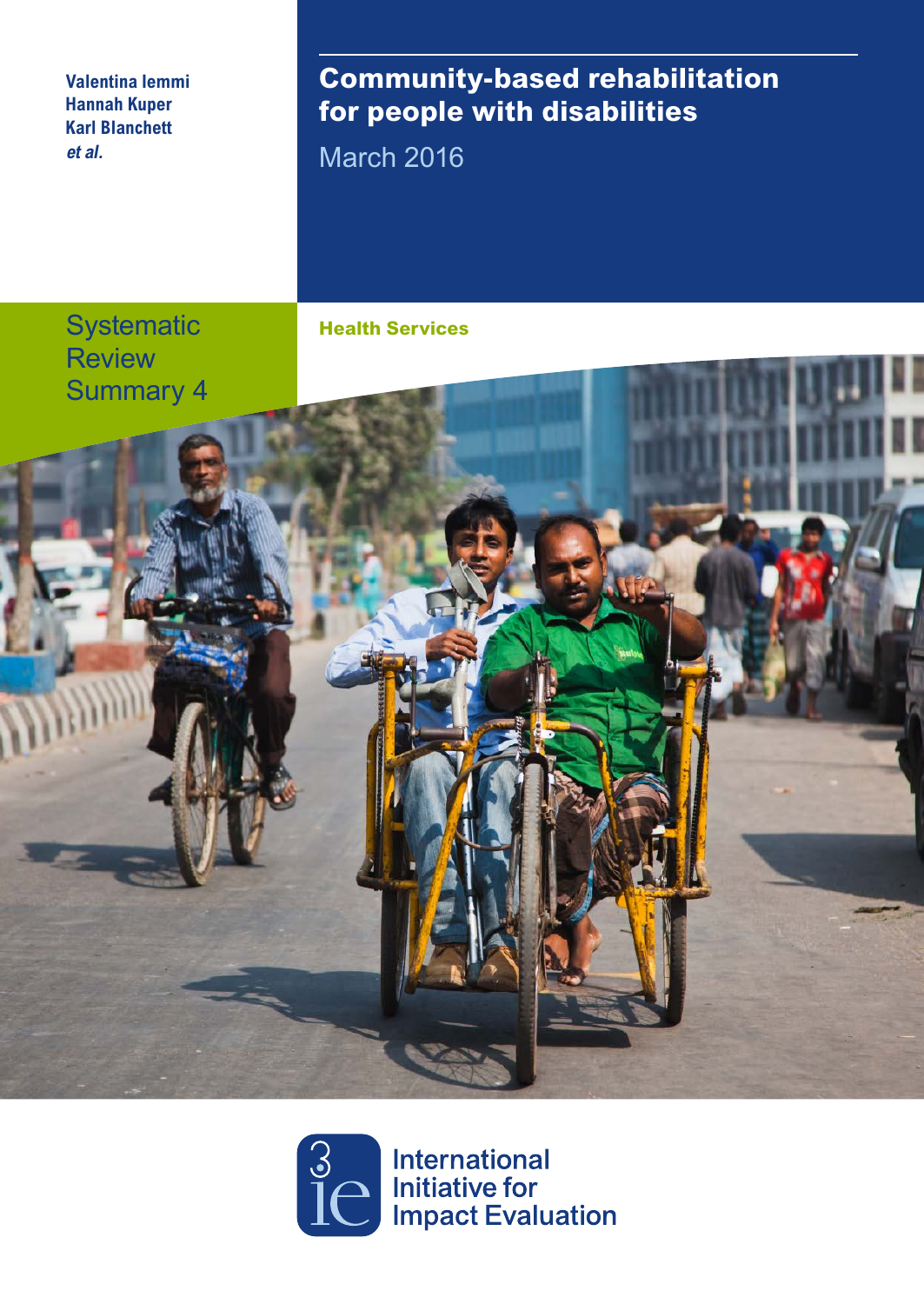Valentina Iemmi
Hannah Kuper
Karl Blanchett
*et al.*

# Community-based rehabilitation for people with disabilities

March 2016

Systematic Review Summary 4

**Health Services**

International Initiative for Impact Evaluation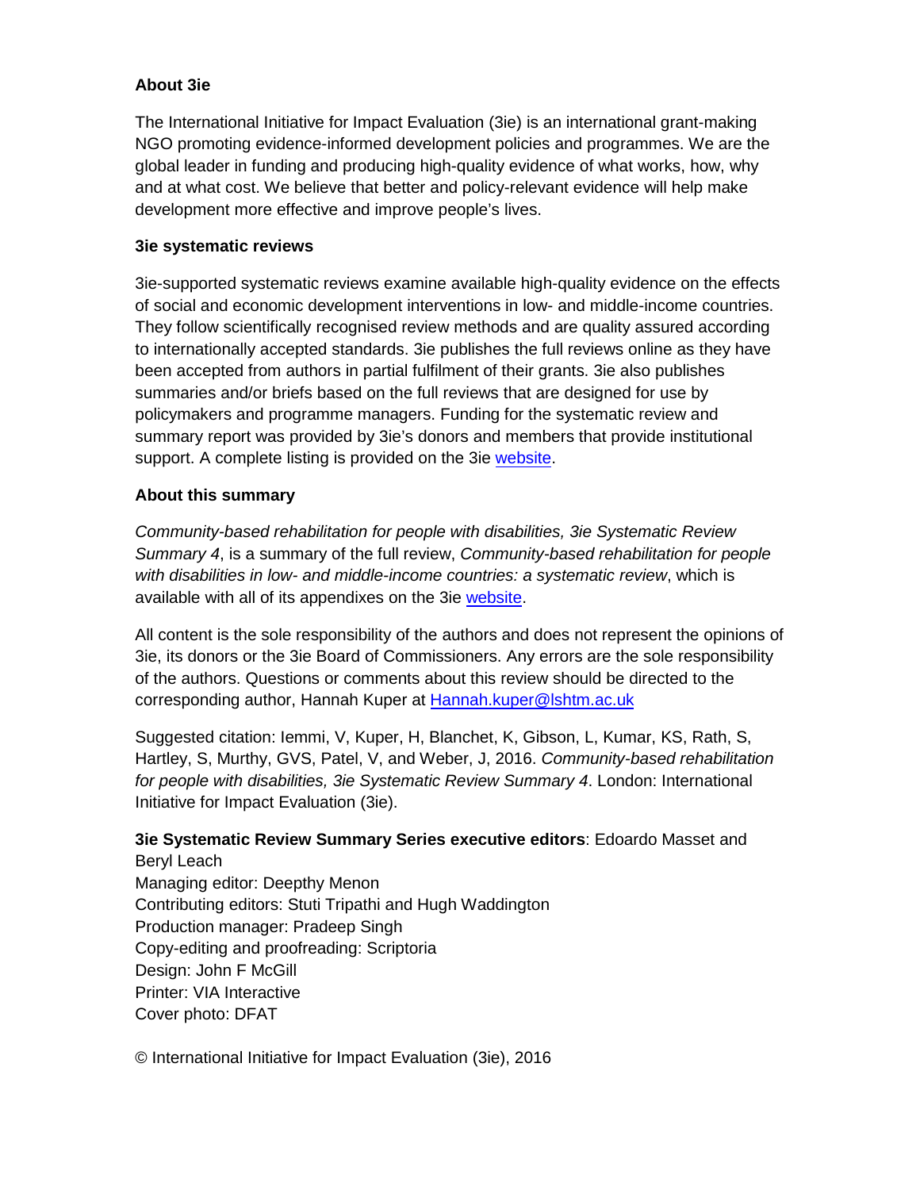**About 3ie**

The International Initiative for Impact Evaluation (3ie) is an international grant-making NGO promoting evidence-informed development policies and programmes. We are the global leader in funding and producing high-quality evidence of what works, how, why and at what cost. We believe that better and policy-relevant evidence will help make development more effective and improve people's lives.

**3ie systematic reviews**

3ie-supported systematic reviews examine available high-quality evidence on the effects of social and economic development interventions in low- and middle-income countries. They follow scientifically recognised review methods and are quality assured according to internationally accepted standards. 3ie publishes the full reviews online as they have been accepted from authors in partial fulfilment of their grants. 3ie also publishes summaries and/or briefs based on the full reviews that are designed for use by policymakers and programme managers. Funding for the systematic review and summary report was provided by 3ie's donors and members that provide institutional support. A complete listing is provided on the 3ie website.

**About this summary**

*Community-based rehabilitation for people with disabilities, 3ie Systematic Review Summary 4*, is a summary of the full review, *Community-based rehabilitation for people with disabilities in low- and middle-income countries: a systematic review*, which is available with all of its appendixes on the 3ie website.

All content is the sole responsibility of the authors and does not represent the opinions of 3ie, its donors or the 3ie Board of Commissioners. Any errors are the sole responsibility of the authors. Questions or comments about this review should be directed to the corresponding author, Hannah Kuper at Hannah.kuper@lshtm.ac.uk

Suggested citation: Iemmi, V, Kuper, H, Blanchet, K, Gibson, L, Kumar, KS, Rath, S, Hartley, S, Murthy, GVS, Patel, V, and Weber, J, 2016. *Community-based rehabilitation for people with disabilities, 3ie Systematic Review Summary 4*. London: International Initiative for Impact Evaluation (3ie).

**3ie Systematic Review Summary Series executive editors**: Edoardo Masset and Beryl Leach
Managing editor: Deepthy Menon
Contributing editors: Stuti Tripathi and Hugh Waddington
Production manager: Pradeep Singh
Copy-editing and proofreading: Scriptoria
Design: John F McGill
Printer: VIA Interactive
Cover photo: DFAT

© International Initiative for Impact Evaluation (3ie), 2016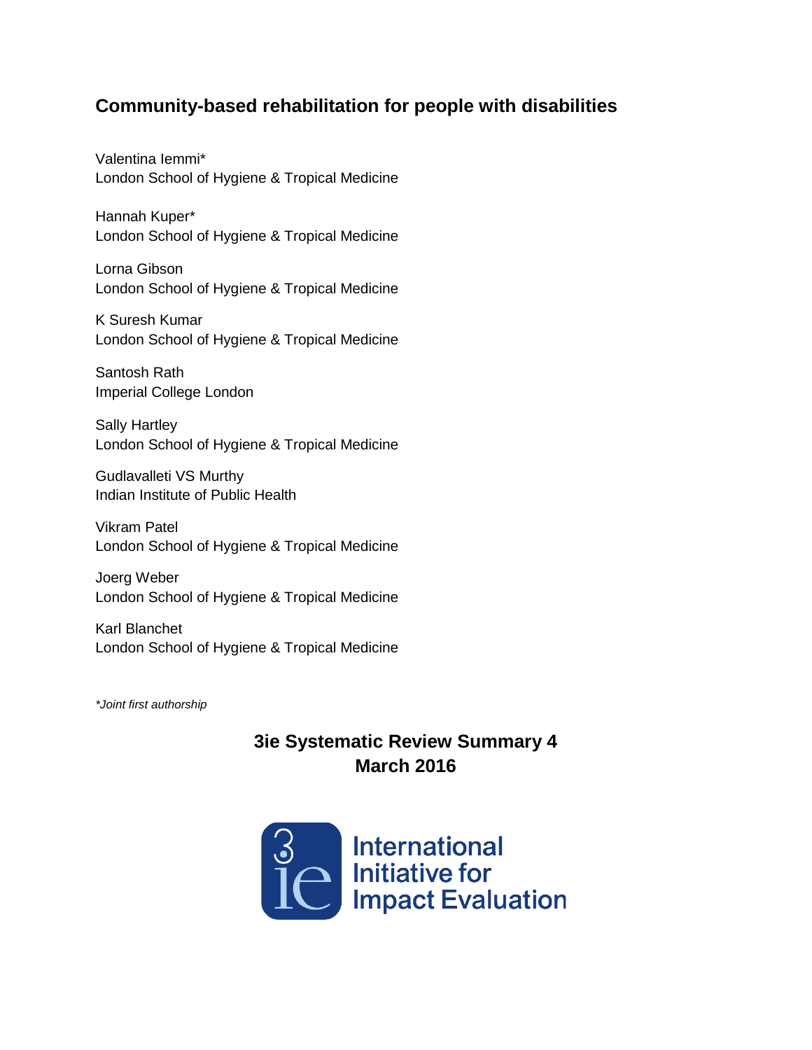# Community-based rehabilitation for people with disabilities

Valentina Iemmi*
London School of Hygiene & Tropical Medicine

Hannah Kuper*
London School of Hygiene & Tropical Medicine

Lorna Gibson
London School of Hygiene & Tropical Medicine

K Suresh Kumar
London School of Hygiene & Tropical Medicine

Santosh Rath
Imperial College London

Sally Hartley
London School of Hygiene & Tropical Medicine

Gudlavalleti VS Murthy
Indian Institute of Public Health

Vikram Patel
London School of Hygiene & Tropical Medicine

Joerg Weber
London School of Hygiene & Tropical Medicine

Karl Blanchet
London School of Hygiene & Tropical Medicine

*Joint first authorship*

**3ie Systematic Review Summary 4**
**March 2016**

International Initiative for Impact Evaluation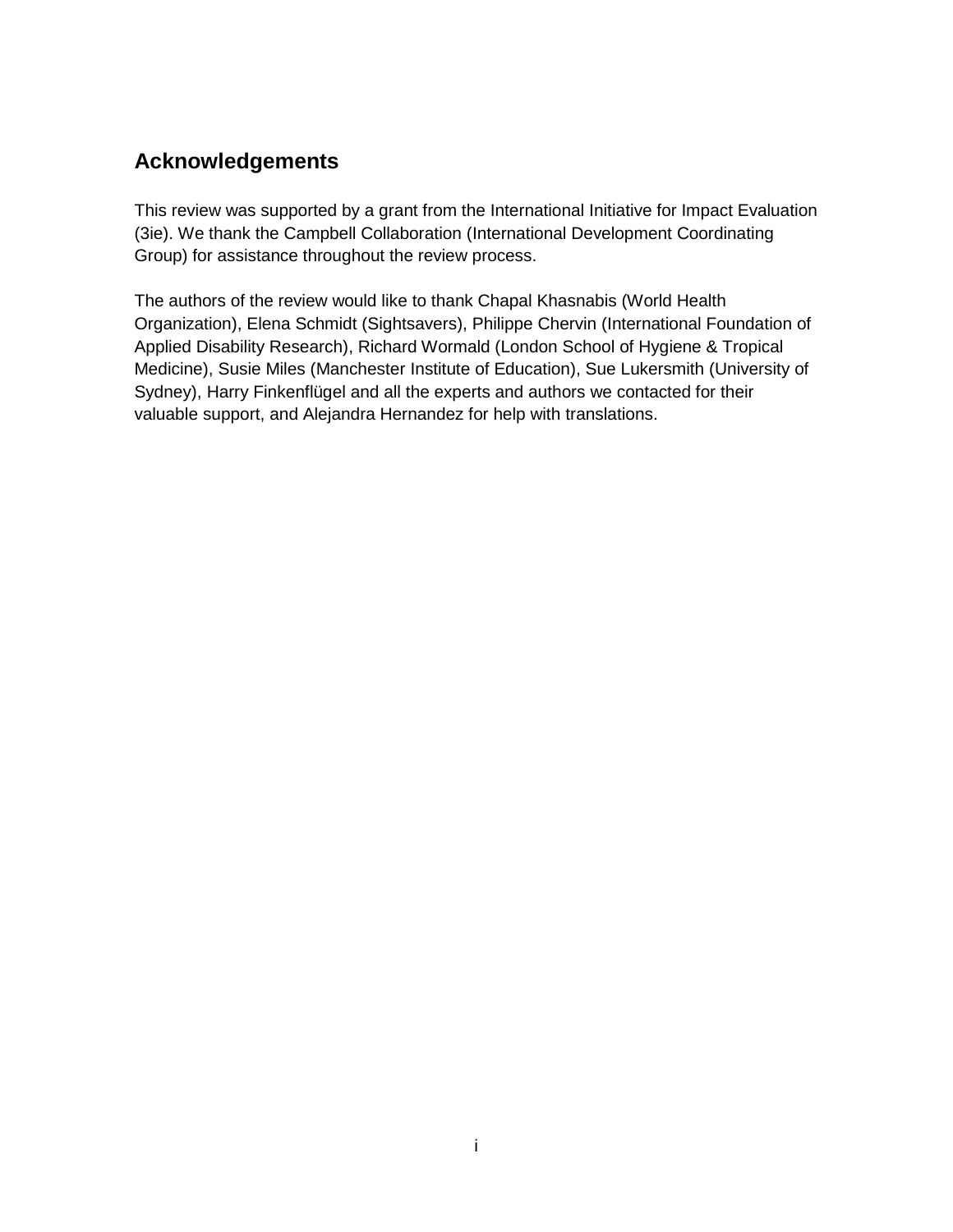## Acknowledgements

This review was supported by a grant from the International Initiative for Impact Evaluation (3ie). We thank the Campbell Collaboration (International Development Coordinating Group) for assistance throughout the review process.

The authors of the review would like to thank Chapal Khasnabis (World Health Organization), Elena Schmidt (Sightsavers), Philippe Chervin (International Foundation of Applied Disability Research), Richard Wormald (London School of Hygiene & Tropical Medicine), Susie Miles (Manchester Institute of Education), Sue Lukersmith (University of Sydney), Harry Finkenflügel and all the experts and authors we contacted for their valuable support, and Alejandra Hernandez for help with translations.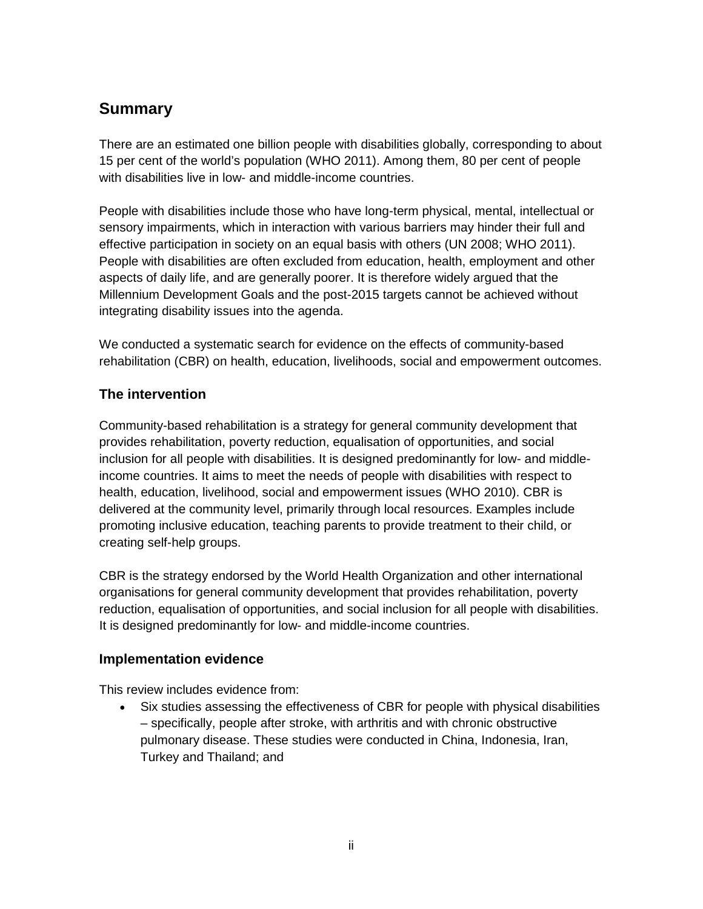## Summary

There are an estimated one billion people with disabilities globally, corresponding to about 15 per cent of the world's population (WHO 2011). Among them, 80 per cent of people with disabilities live in low- and middle-income countries.

People with disabilities include those who have long-term physical, mental, intellectual or sensory impairments, which in interaction with various barriers may hinder their full and effective participation in society on an equal basis with others (UN 2008; WHO 2011). People with disabilities are often excluded from education, health, employment and other aspects of daily life, and are generally poorer. It is therefore widely argued that the Millennium Development Goals and the post-2015 targets cannot be achieved without integrating disability issues into the agenda.

We conducted a systematic search for evidence on the effects of community-based rehabilitation (CBR) on health, education, livelihoods, social and empowerment outcomes.

### The intervention

Community-based rehabilitation is a strategy for general community development that provides rehabilitation, poverty reduction, equalisation of opportunities, and social inclusion for all people with disabilities. It is designed predominantly for low- and middle-income countries. It aims to meet the needs of people with disabilities with respect to health, education, livelihood, social and empowerment issues (WHO 2010). CBR is delivered at the community level, primarily through local resources. Examples include promoting inclusive education, teaching parents to provide treatment to their child, or creating self-help groups.

CBR is the strategy endorsed by the World Health Organization and other international organisations for general community development that provides rehabilitation, poverty reduction, equalisation of opportunities, and social inclusion for all people with disabilities. It is designed predominantly for low- and middle-income countries.

### Implementation evidence

This review includes evidence from:

- Six studies assessing the effectiveness of CBR for people with physical disabilities – specifically, people after stroke, with arthritis and with chronic obstructive pulmonary disease. These studies were conducted in China, Indonesia, Iran, Turkey and Thailand; and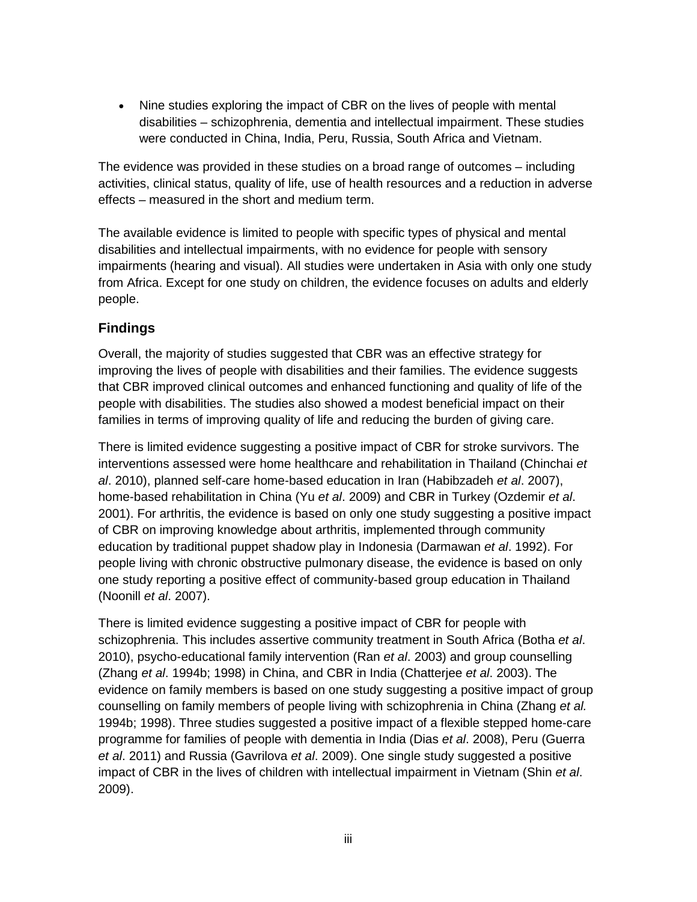- Nine studies exploring the impact of CBR on the lives of people with mental disabilities – schizophrenia, dementia and intellectual impairment. These studies were conducted in China, India, Peru, Russia, South Africa and Vietnam.

The evidence was provided in these studies on a broad range of outcomes – including activities, clinical status, quality of life, use of health resources and a reduction in adverse effects – measured in the short and medium term.

The available evidence is limited to people with specific types of physical and mental disabilities and intellectual impairments, with no evidence for people with sensory impairments (hearing and visual). All studies were undertaken in Asia with only one study from Africa. Except for one study on children, the evidence focuses on adults and elderly people.

## Findings

Overall, the majority of studies suggested that CBR was an effective strategy for improving the lives of people with disabilities and their families. The evidence suggests that CBR improved clinical outcomes and enhanced functioning and quality of life of the people with disabilities. The studies also showed a modest beneficial impact on their families in terms of improving quality of life and reducing the burden of giving care.

There is limited evidence suggesting a positive impact of CBR for stroke survivors. The interventions assessed were home healthcare and rehabilitation in Thailand (Chinchai *et al*. 2010), planned self-care home-based education in Iran (Habibzadeh *et al*. 2007), home-based rehabilitation in China (Yu *et al*. 2009) and CBR in Turkey (Ozdemir *et al*. 2001). For arthritis, the evidence is based on only one study suggesting a positive impact of CBR on improving knowledge about arthritis, implemented through community education by traditional puppet shadow play in Indonesia (Darmawan *et al*. 1992). For people living with chronic obstructive pulmonary disease, the evidence is based on only one study reporting a positive effect of community-based group education in Thailand (Noonill *et al*. 2007).

There is limited evidence suggesting a positive impact of CBR for people with schizophrenia. This includes assertive community treatment in South Africa (Botha *et al*. 2010), psycho-educational family intervention (Ran *et al*. 2003) and group counselling (Zhang *et al*. 1994b; 1998) in China, and CBR in India (Chatterjee *et al*. 2003). The evidence on family members is based on one study suggesting a positive impact of group counselling on family members of people living with schizophrenia in China (Zhang *et al.* 1994b; 1998). Three studies suggested a positive impact of a flexible stepped home-care programme for families of people with dementia in India (Dias *et al*. 2008), Peru (Guerra *et al*. 2011) and Russia (Gavrilova *et al*. 2009). One single study suggested a positive impact of CBR in the lives of children with intellectual impairment in Vietnam (Shin *et al*. 2009).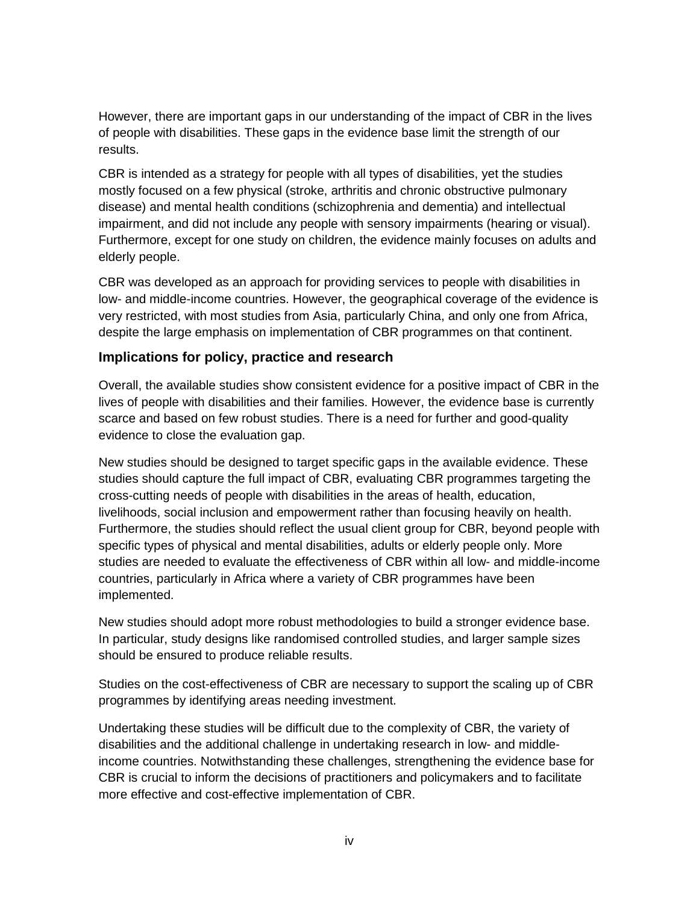However, there are important gaps in our understanding of the impact of CBR in the lives of people with disabilities. These gaps in the evidence base limit the strength of our results.

CBR is intended as a strategy for people with all types of disabilities, yet the studies mostly focused on a few physical (stroke, arthritis and chronic obstructive pulmonary disease) and mental health conditions (schizophrenia and dementia) and intellectual impairment, and did not include any people with sensory impairments (hearing or visual). Furthermore, except for one study on children, the evidence mainly focuses on adults and elderly people.

CBR was developed as an approach for providing services to people with disabilities in low- and middle-income countries. However, the geographical coverage of the evidence is very restricted, with most studies from Asia, particularly China, and only one from Africa, despite the large emphasis on implementation of CBR programmes on that continent.

### Implications for policy, practice and research

Overall, the available studies show consistent evidence for a positive impact of CBR in the lives of people with disabilities and their families. However, the evidence base is currently scarce and based on few robust studies. There is a need for further and good-quality evidence to close the evaluation gap.

New studies should be designed to target specific gaps in the available evidence. These studies should capture the full impact of CBR, evaluating CBR programmes targeting the cross-cutting needs of people with disabilities in the areas of health, education, livelihoods, social inclusion and empowerment rather than focusing heavily on health. Furthermore, the studies should reflect the usual client group for CBR, beyond people with specific types of physical and mental disabilities, adults or elderly people only. More studies are needed to evaluate the effectiveness of CBR within all low- and middle-income countries, particularly in Africa where a variety of CBR programmes have been implemented.

New studies should adopt more robust methodologies to build a stronger evidence base. In particular, study designs like randomised controlled studies, and larger sample sizes should be ensured to produce reliable results.

Studies on the cost-effectiveness of CBR are necessary to support the scaling up of CBR programmes by identifying areas needing investment.

Undertaking these studies will be difficult due to the complexity of CBR, the variety of disabilities and the additional challenge in undertaking research in low- and middle-income countries. Notwithstanding these challenges, strengthening the evidence base for CBR is crucial to inform the decisions of practitioners and policymakers and to facilitate more effective and cost-effective implementation of CBR.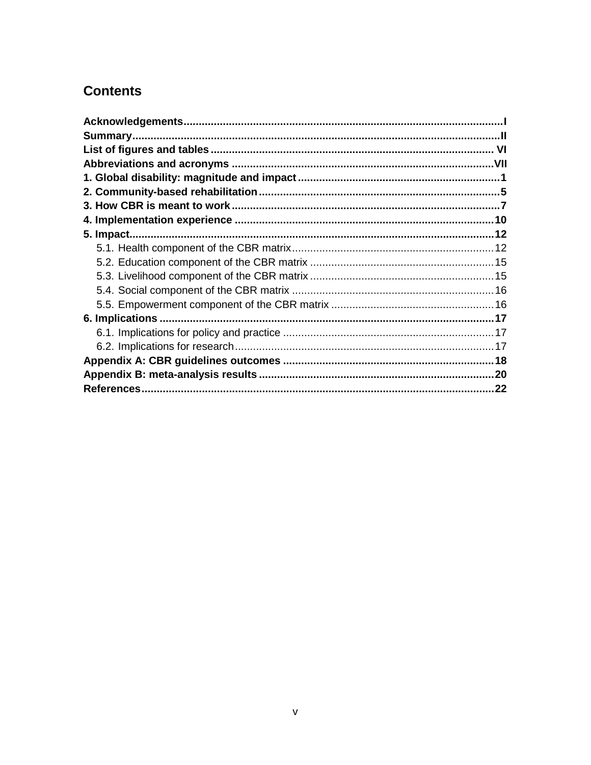## Contents

**Acknowledgements** ....... I
**Summary** ....... II
**List of figures and tables** ....... VI
**Abbreviations and acronyms** ....... VII
**1. Global disability: magnitude and impact** ....... 1
**2. Community-based rehabilitation** ....... 5
**3. How CBR is meant to work** ....... 7
**4. Implementation experience** ....... 10
**5. Impact** ....... 12
- 5.1. Health component of the CBR matrix ....... 12
- 5.2. Education component of the CBR matrix ....... 15
- 5.3. Livelihood component of the CBR matrix ....... 15
- 5.4. Social component of the CBR matrix ....... 16
- 5.5. Empowerment component of the CBR matrix ....... 16

**6. Implications** ....... 17
- 6.1. Implications for policy and practice ....... 17
- 6.2. Implications for research ....... 17

**Appendix A: CBR guidelines outcomes** ....... 18
**Appendix B: meta-analysis results** ....... 20
**References** ....... 22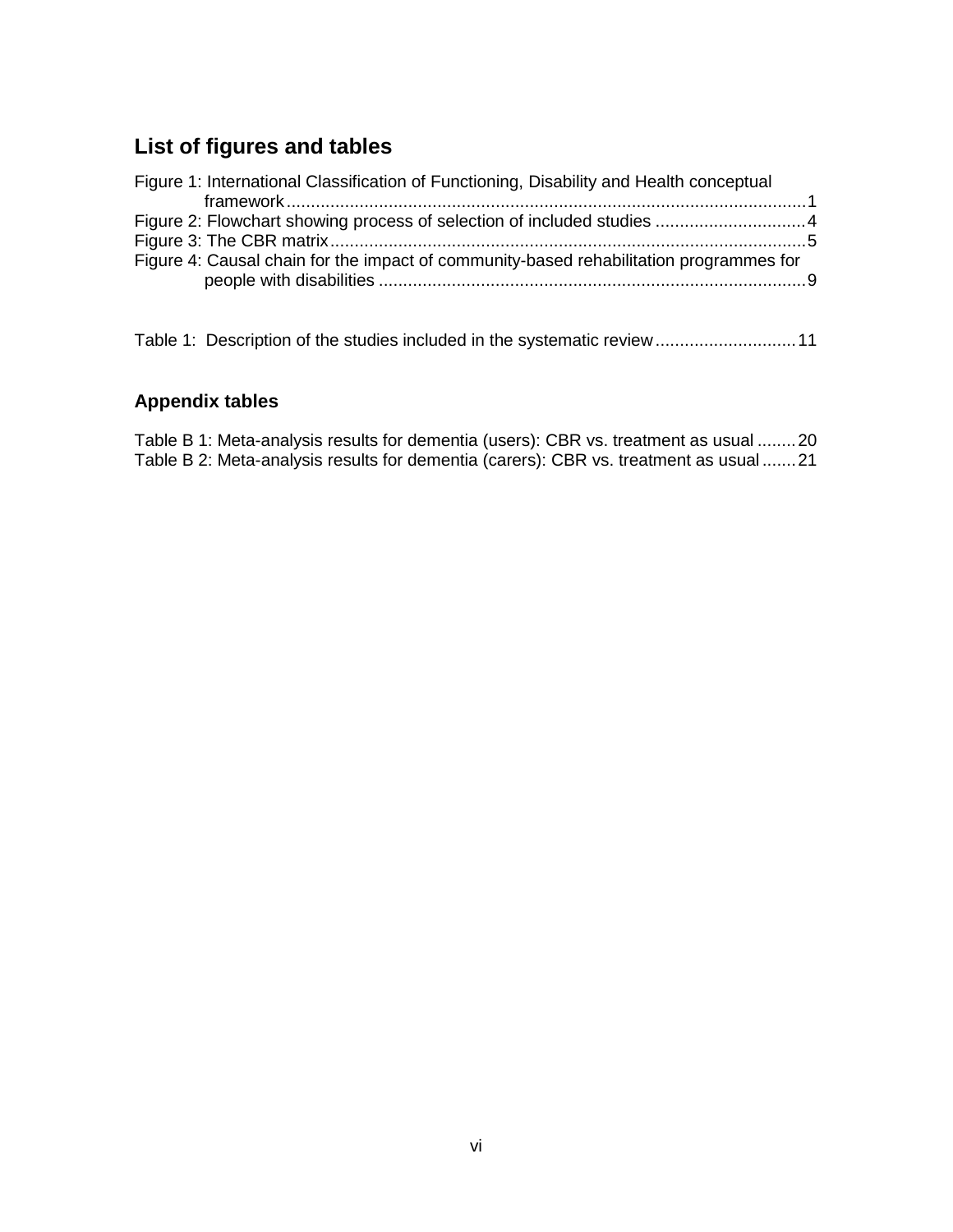## List of figures and tables

Figure 1: International Classification of Functioning, Disability and Health conceptual framework ........................................................................................................ 1
Figure 2: Flowchart showing process of selection of included studies ............................... 4
Figure 3: The CBR matrix .................................................................................................. 5
Figure 4: Causal chain for the impact of community-based rehabilitation programmes for people with disabilities ...................................................................................... 9

Table 1: Description of the studies included in the systematic review ............................ 11

### Appendix tables

Table B 1: Meta-analysis results for dementia (users): CBR vs. treatment as usual ........ 20
Table B 2: Meta-analysis results for dementia (carers): CBR vs. treatment as usual ....... 21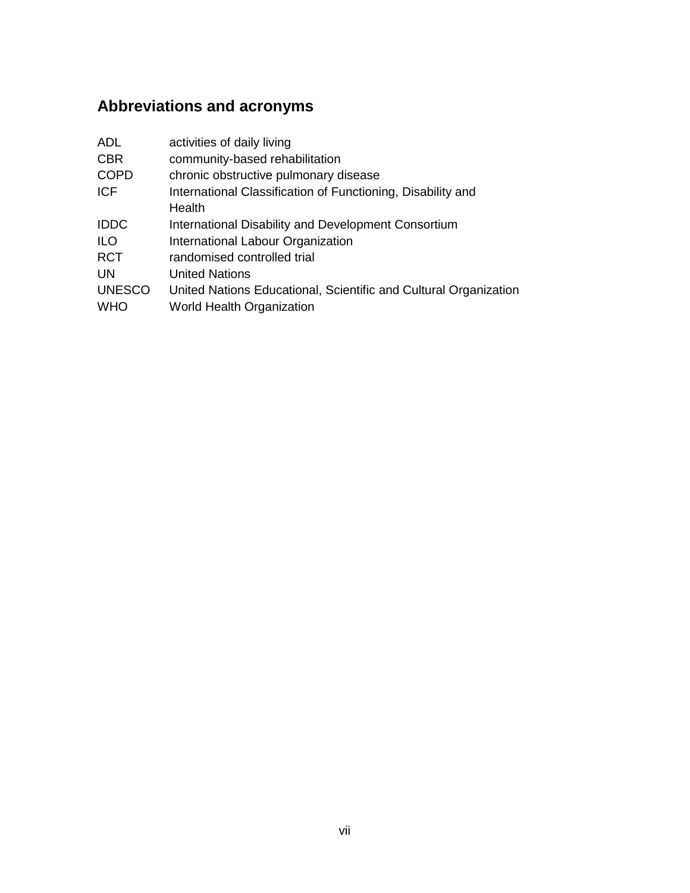## Abbreviations and acronyms

| | |
|---|---|
| ADL | activities of daily living |
| CBR | community-based rehabilitation |
| COPD | chronic obstructive pulmonary disease |
| ICF | International Classification of Functioning, Disability and Health |
| IDDC | International Disability and Development Consortium |
| ILO | International Labour Organization |
| RCT | randomised controlled trial |
| UN | United Nations |
| UNESCO | United Nations Educational, Scientific and Cultural Organization |
| WHO | World Health Organization |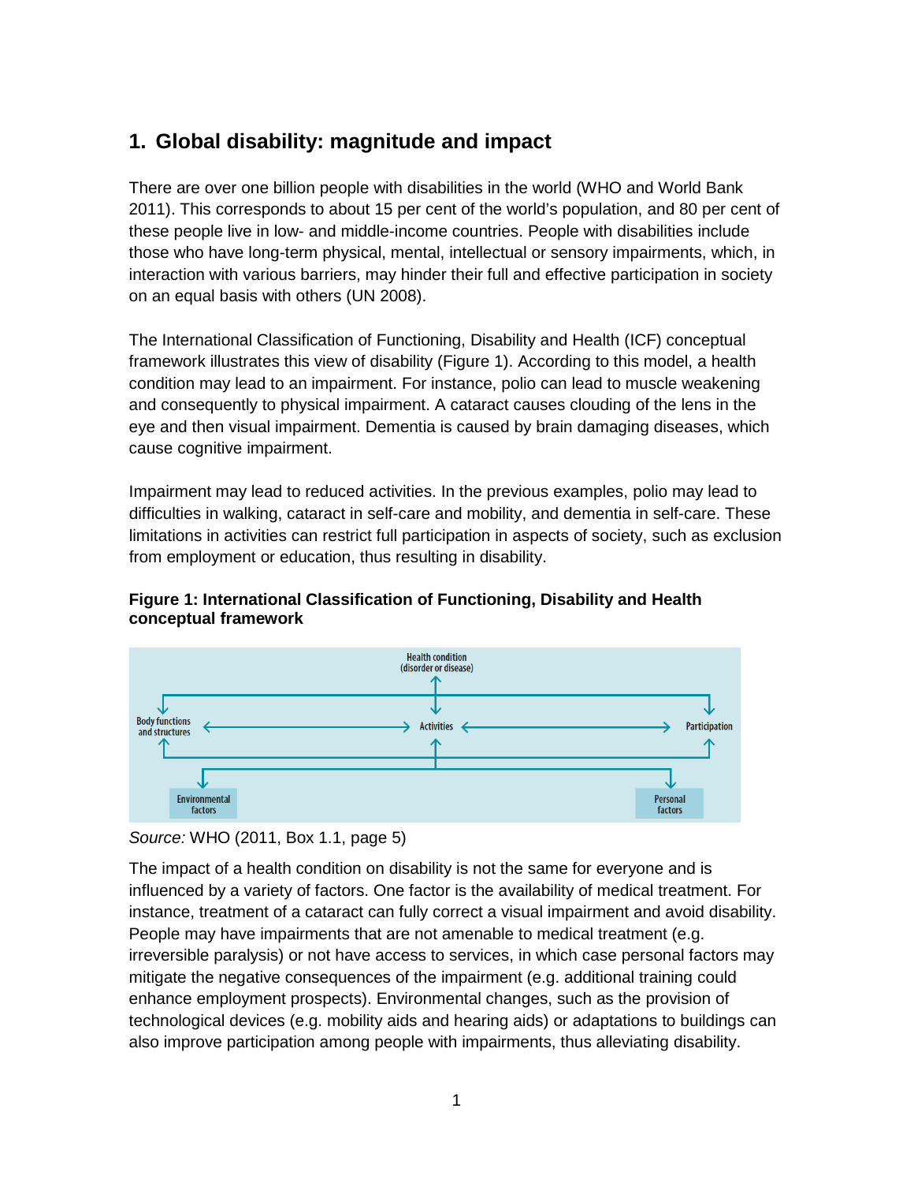# 1. Global disability: magnitude and impact

There are over one billion people with disabilities in the world (WHO and World Bank 2011). This corresponds to about 15 per cent of the world's population, and 80 per cent of these people live in low- and middle-income countries. People with disabilities include those who have long-term physical, mental, intellectual or sensory impairments, which, in interaction with various barriers, may hinder their full and effective participation in society on an equal basis with others (UN 2008).

The International Classification of Functioning, Disability and Health (ICF) conceptual framework illustrates this view of disability (Figure 1). According to this model, a health condition may lead to an impairment. For instance, polio can lead to muscle weakening and consequently to physical impairment. A cataract causes clouding of the lens in the eye and then visual impairment. Dementia is caused by brain damaging diseases, which cause cognitive impairment.

Impairment may lead to reduced activities. In the previous examples, polio may lead to difficulties in walking, cataract in self-care and mobility, and dementia in self-care. These limitations in activities can restrict full participation in aspects of society, such as exclusion from employment or education, thus resulting in disability.

**Figure 1: International Classification of Functioning, Disability and Health conceptual framework**

Health condition (disorder or disease)

Body functions and structures — Activities — Participation

Environmental factors — Personal factors

*Source:* WHO (2011, Box 1.1, page 5)

The impact of a health condition on disability is not the same for everyone and is influenced by a variety of factors. One factor is the availability of medical treatment. For instance, treatment of a cataract can fully correct a visual impairment and avoid disability. People may have impairments that are not amenable to medical treatment (e.g. irreversible paralysis) or not have access to services, in which case personal factors may mitigate the negative consequences of the impairment (e.g. additional training could enhance employment prospects). Environmental changes, such as the provision of technological devices (e.g. mobility aids and hearing aids) or adaptations to buildings can also improve participation among people with impairments, thus alleviating disability.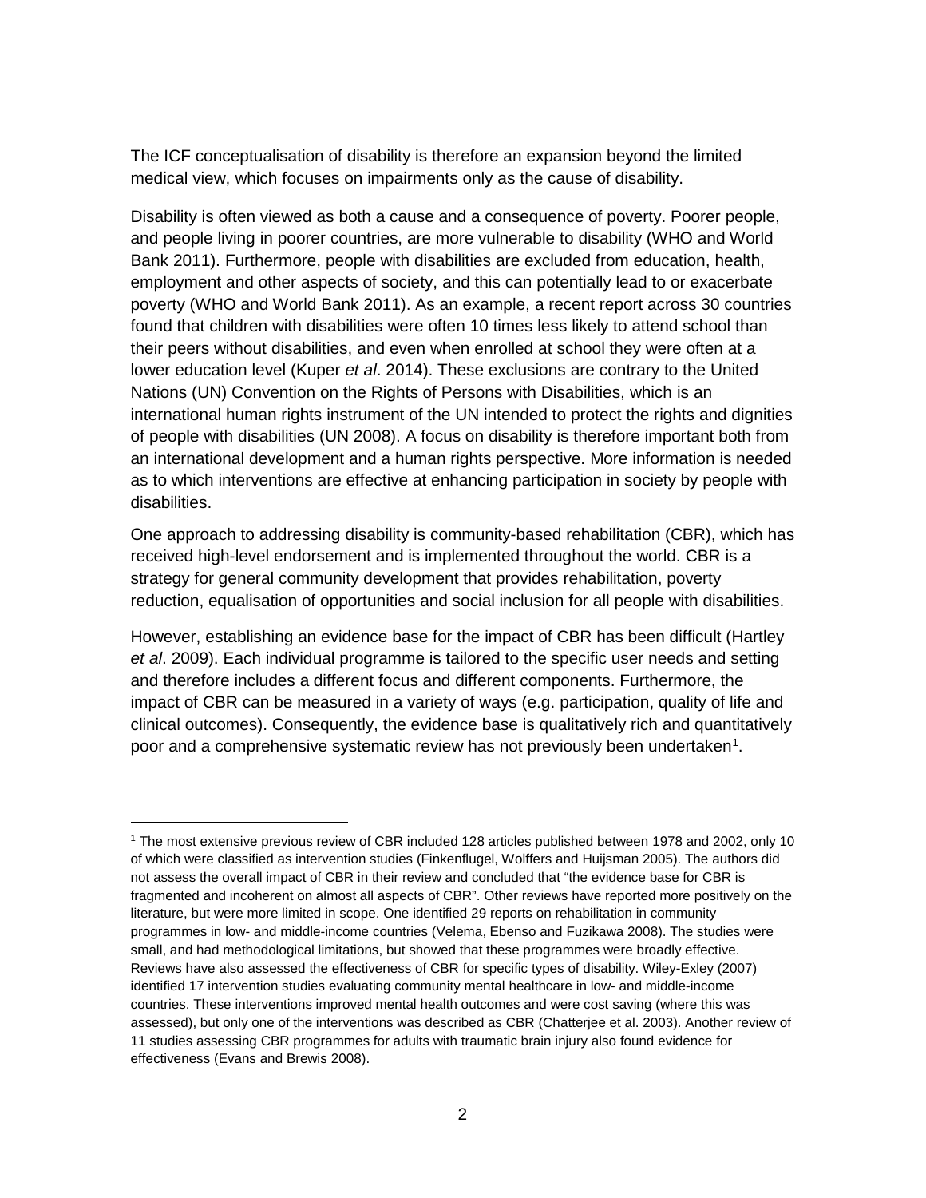The ICF conceptualisation of disability is therefore an expansion beyond the limited medical view, which focuses on impairments only as the cause of disability.

Disability is often viewed as both a cause and a consequence of poverty. Poorer people, and people living in poorer countries, are more vulnerable to disability (WHO and World Bank 2011). Furthermore, people with disabilities are excluded from education, health, employment and other aspects of society, and this can potentially lead to or exacerbate poverty (WHO and World Bank 2011). As an example, a recent report across 30 countries found that children with disabilities were often 10 times less likely to attend school than their peers without disabilities, and even when enrolled at school they were often at a lower education level (Kuper *et al*. 2014). These exclusions are contrary to the United Nations (UN) Convention on the Rights of Persons with Disabilities, which is an international human rights instrument of the UN intended to protect the rights and dignities of people with disabilities (UN 2008). A focus on disability is therefore important both from an international development and a human rights perspective. More information is needed as to which interventions are effective at enhancing participation in society by people with disabilities.

One approach to addressing disability is community-based rehabilitation (CBR), which has received high-level endorsement and is implemented throughout the world. CBR is a strategy for general community development that provides rehabilitation, poverty reduction, equalisation of opportunities and social inclusion for all people with disabilities.

However, establishing an evidence base for the impact of CBR has been difficult (Hartley *et al*. 2009). Each individual programme is tailored to the specific user needs and setting and therefore includes a different focus and different components. Furthermore, the impact of CBR can be measured in a variety of ways (e.g. participation, quality of life and clinical outcomes). Consequently, the evidence base is qualitatively rich and quantitatively poor and a comprehensive systematic review has not previously been undertaken[1].

---

[1] The most extensive previous review of CBR included 128 articles published between 1978 and 2002, only 10 of which were classified as intervention studies (Finkenflugel, Wolffers and Huijsman 2005). The authors did not assess the overall impact of CBR in their review and concluded that "the evidence base for CBR is fragmented and incoherent on almost all aspects of CBR". Other reviews have reported more positively on the literature, but were more limited in scope. One identified 29 reports on rehabilitation in community programmes in low- and middle-income countries (Velema, Ebenso and Fuzikawa 2008). The studies were small, and had methodological limitations, but showed that these programmes were broadly effective. Reviews have also assessed the effectiveness of CBR for specific types of disability. Wiley-Exley (2007) identified 17 intervention studies evaluating community mental healthcare in low- and middle-income countries. These interventions improved mental health outcomes and were cost saving (where this was assessed), but only one of the interventions was described as CBR (Chatterjee et al. 2003). Another review of 11 studies assessing CBR programmes for adults with traumatic brain injury also found evidence for effectiveness (Evans and Brewis 2008).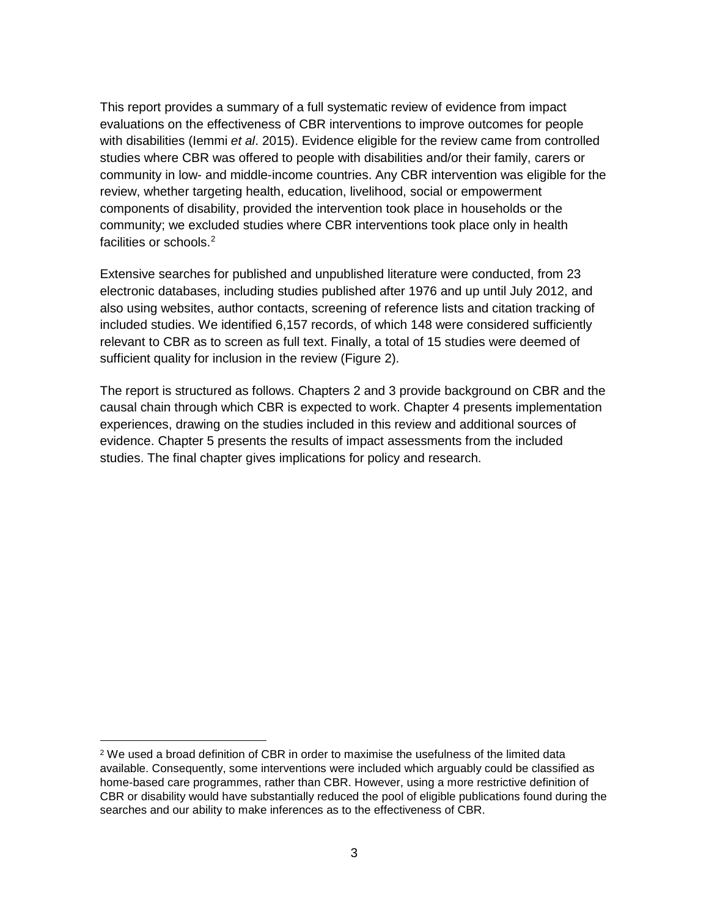This report provides a summary of a full systematic review of evidence from impact evaluations on the effectiveness of CBR interventions to improve outcomes for people with disabilities (Iemmi *et al*. 2015). Evidence eligible for the review came from controlled studies where CBR was offered to people with disabilities and/or their family, carers or community in low- and middle-income countries. Any CBR intervention was eligible for the review, whether targeting health, education, livelihood, social or empowerment components of disability, provided the intervention took place in households or the community; we excluded studies where CBR interventions took place only in health facilities or schools.[2]

Extensive searches for published and unpublished literature were conducted, from 23 electronic databases, including studies published after 1976 and up until July 2012, and also using websites, author contacts, screening of reference lists and citation tracking of included studies. We identified 6,157 records, of which 148 were considered sufficiently relevant to CBR as to screen as full text. Finally, a total of 15 studies were deemed of sufficient quality for inclusion in the review (Figure 2).

The report is structured as follows. Chapters 2 and 3 provide background on CBR and the causal chain through which CBR is expected to work. Chapter 4 presents implementation experiences, drawing on the studies included in this review and additional sources of evidence. Chapter 5 presents the results of impact assessments from the included studies. The final chapter gives implications for policy and research.

[2] We used a broad definition of CBR in order to maximise the usefulness of the limited data available. Consequently, some interventions were included which arguably could be classified as home-based care programmes, rather than CBR. However, using a more restrictive definition of CBR or disability would have substantially reduced the pool of eligible publications found during the searches and our ability to make inferences as to the effectiveness of CBR.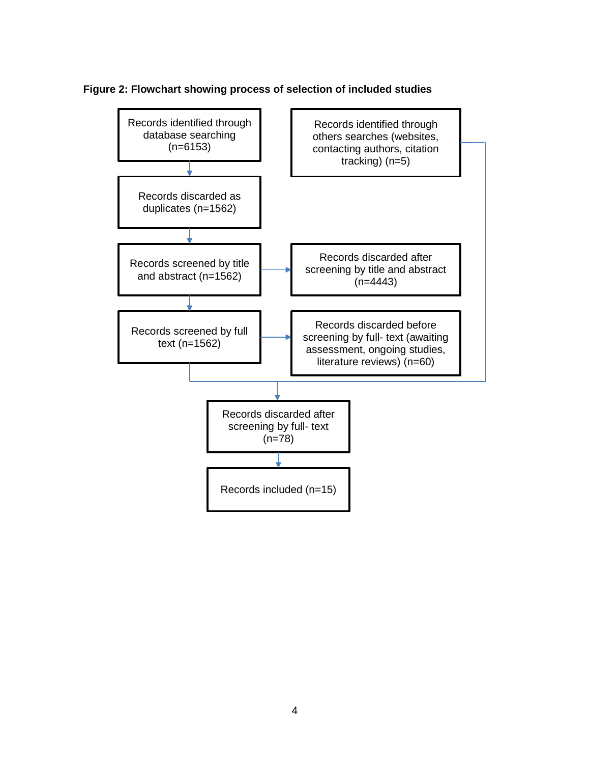**Figure 2: Flowchart showing process of selection of included studies**

Records identified through database searching (n=6153)

Records identified through others searches (websites, contacting authors, citation tracking) (n=5)

Records discarded as duplicates (n=1562)

Records screened by title and abstract (n=1562)

Records discarded after screening by title and abstract (n=4443)

Records screened by full text (n=1562)

Records discarded before screening by full- text (awaiting assessment, ongoing studies, literature reviews) (n=60)

Records discarded after screening by full- text (n=78)

Records included (n=15)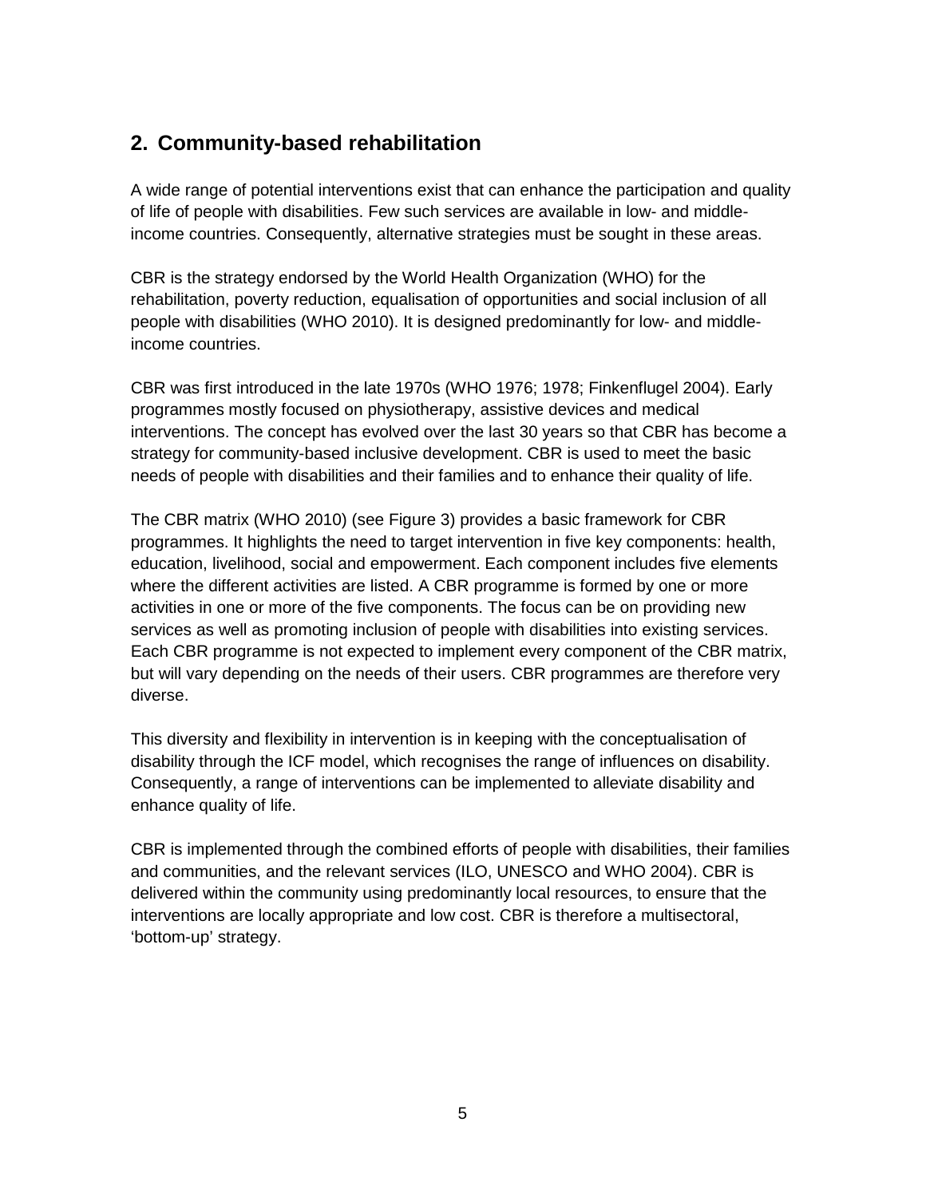## 2. Community-based rehabilitation

A wide range of potential interventions exist that can enhance the participation and quality of life of people with disabilities. Few such services are available in low- and middle-income countries. Consequently, alternative strategies must be sought in these areas.

CBR is the strategy endorsed by the World Health Organization (WHO) for the rehabilitation, poverty reduction, equalisation of opportunities and social inclusion of all people with disabilities (WHO 2010). It is designed predominantly for low- and middle-income countries.

CBR was first introduced in the late 1970s (WHO 1976; 1978; Finkenflugel 2004). Early programmes mostly focused on physiotherapy, assistive devices and medical interventions. The concept has evolved over the last 30 years so that CBR has become a strategy for community-based inclusive development. CBR is used to meet the basic needs of people with disabilities and their families and to enhance their quality of life.

The CBR matrix (WHO 2010) (see Figure 3) provides a basic framework for CBR programmes. It highlights the need to target intervention in five key components: health, education, livelihood, social and empowerment. Each component includes five elements where the different activities are listed. A CBR programme is formed by one or more activities in one or more of the five components. The focus can be on providing new services as well as promoting inclusion of people with disabilities into existing services. Each CBR programme is not expected to implement every component of the CBR matrix, but will vary depending on the needs of their users. CBR programmes are therefore very diverse.

This diversity and flexibility in intervention is in keeping with the conceptualisation of disability through the ICF model, which recognises the range of influences on disability. Consequently, a range of interventions can be implemented to alleviate disability and enhance quality of life.

CBR is implemented through the combined efforts of people with disabilities, their families and communities, and the relevant services (ILO, UNESCO and WHO 2004). CBR is delivered within the community using predominantly local resources, to ensure that the interventions are locally appropriate and low cost. CBR is therefore a multisectoral, 'bottom-up' strategy.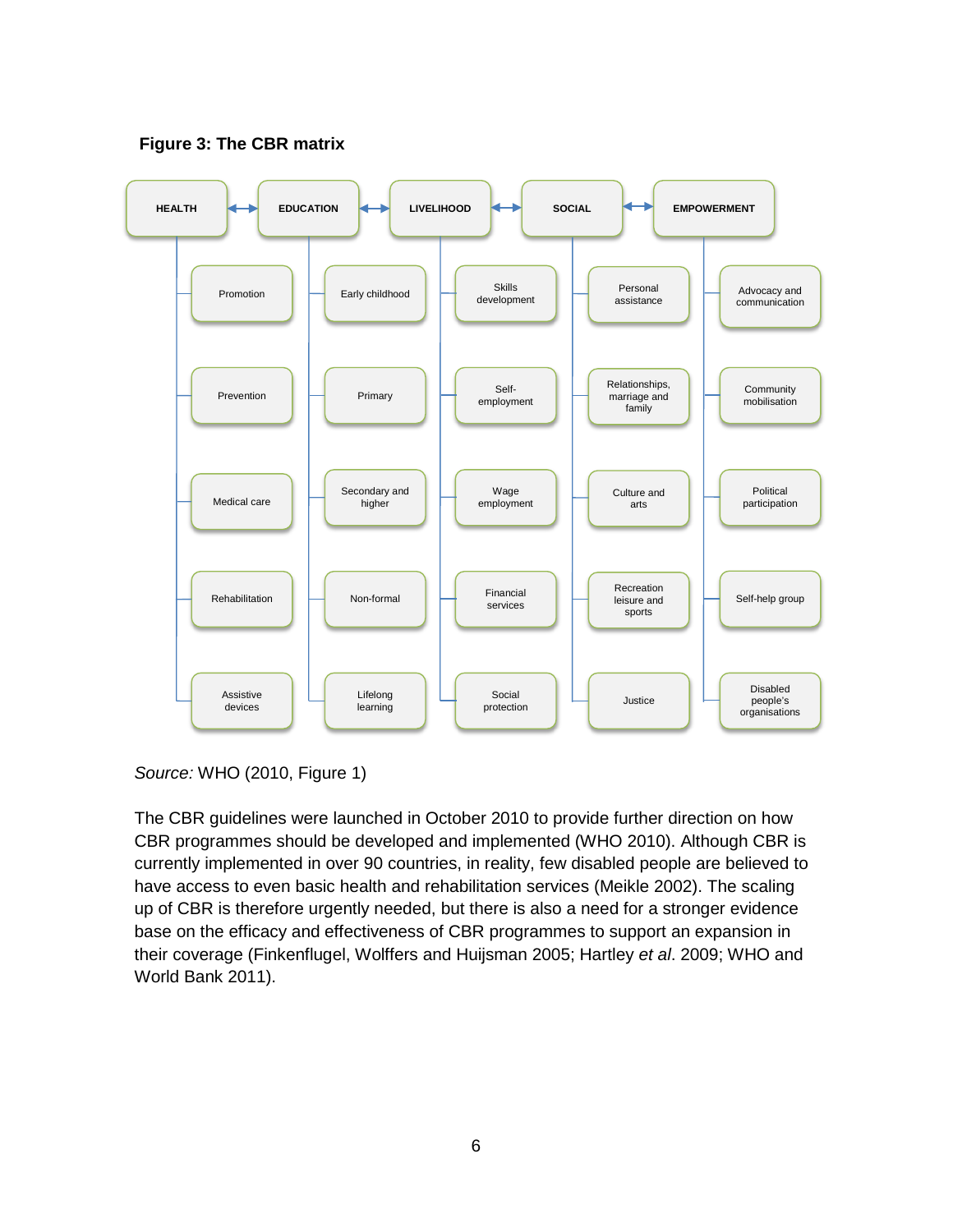**Figure 3: The CBR matrix**

| HEALTH | EDUCATION | LIVELIHOOD | SOCIAL | EMPOWERMENT |
|---|---|---|---|---|
| Promotion | Early childhood | Skills development | Personal assistance | Advocacy and communication |
| Prevention | Primary | Self-employment | Relationships, marriage and family | Community mobilisation |
| Medical care | Secondary and higher | Wage employment | Culture and arts | Political participation |
| Rehabilitation | Non-formal | Financial services | Recreation leisure and sports | Self-help group |
| Assistive devices | Lifelong learning | Social protection | Justice | Disabled people's organisations |

*Source:* WHO (2010, Figure 1)

The CBR guidelines were launched in October 2010 to provide further direction on how CBR programmes should be developed and implemented (WHO 2010). Although CBR is currently implemented in over 90 countries, in reality, few disabled people are believed to have access to even basic health and rehabilitation services (Meikle 2002). The scaling up of CBR is therefore urgently needed, but there is also a need for a stronger evidence base on the efficacy and effectiveness of CBR programmes to support an expansion in their coverage (Finkenflugel, Wolffers and Huijsman 2005; Hartley *et al*. 2009; WHO and World Bank 2011).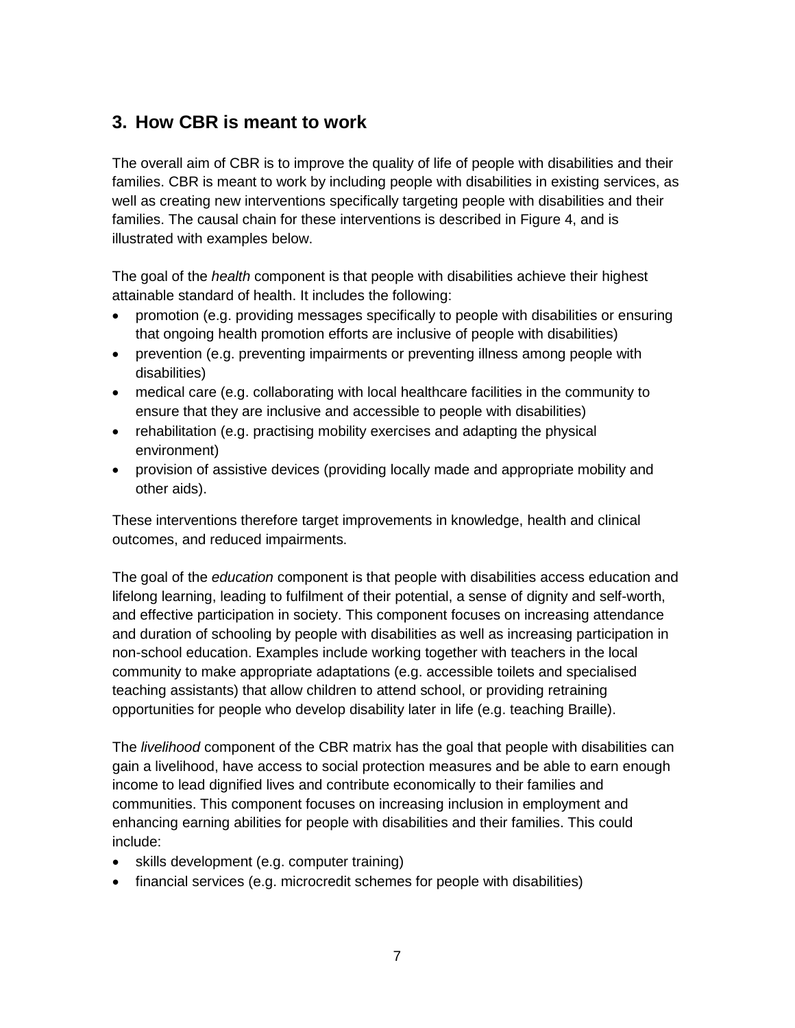## 3. How CBR is meant to work

The overall aim of CBR is to improve the quality of life of people with disabilities and their families. CBR is meant to work by including people with disabilities in existing services, as well as creating new interventions specifically targeting people with disabilities and their families. The causal chain for these interventions is described in Figure 4, and is illustrated with examples below.

The goal of the *health* component is that people with disabilities achieve their highest attainable standard of health. It includes the following:

- promotion (e.g. providing messages specifically to people with disabilities or ensuring that ongoing health promotion efforts are inclusive of people with disabilities)
- prevention (e.g. preventing impairments or preventing illness among people with disabilities)
- medical care (e.g. collaborating with local healthcare facilities in the community to ensure that they are inclusive and accessible to people with disabilities)
- rehabilitation (e.g. practising mobility exercises and adapting the physical environment)
- provision of assistive devices (providing locally made and appropriate mobility and other aids).

These interventions therefore target improvements in knowledge, health and clinical outcomes, and reduced impairments.

The goal of the *education* component is that people with disabilities access education and lifelong learning, leading to fulfilment of their potential, a sense of dignity and self-worth, and effective participation in society. This component focuses on increasing attendance and duration of schooling by people with disabilities as well as increasing participation in non-school education. Examples include working together with teachers in the local community to make appropriate adaptations (e.g. accessible toilets and specialised teaching assistants) that allow children to attend school, or providing retraining opportunities for people who develop disability later in life (e.g. teaching Braille).

The *livelihood* component of the CBR matrix has the goal that people with disabilities can gain a livelihood, have access to social protection measures and be able to earn enough income to lead dignified lives and contribute economically to their families and communities. This component focuses on increasing inclusion in employment and enhancing earning abilities for people with disabilities and their families. This could include:

- skills development (e.g. computer training)
- financial services (e.g. microcredit schemes for people with disabilities)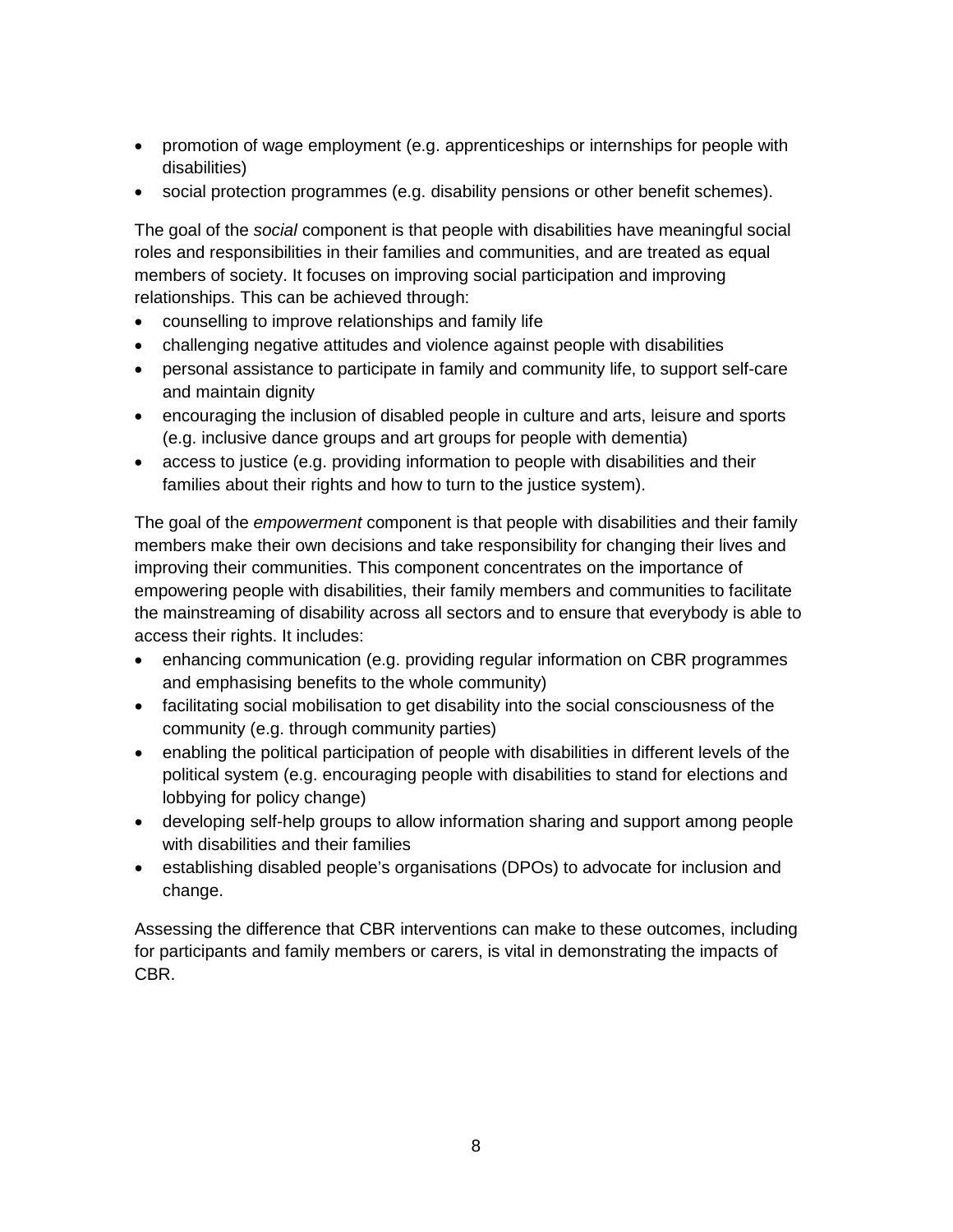- promotion of wage employment (e.g. apprenticeships or internships for people with disabilities)
- social protection programmes (e.g. disability pensions or other benefit schemes).

The goal of the *social* component is that people with disabilities have meaningful social roles and responsibilities in their families and communities, and are treated as equal members of society. It focuses on improving social participation and improving relationships. This can be achieved through:

- counselling to improve relationships and family life
- challenging negative attitudes and violence against people with disabilities
- personal assistance to participate in family and community life, to support self-care and maintain dignity
- encouraging the inclusion of disabled people in culture and arts, leisure and sports (e.g. inclusive dance groups and art groups for people with dementia)
- access to justice (e.g. providing information to people with disabilities and their families about their rights and how to turn to the justice system).

The goal of the *empowerment* component is that people with disabilities and their family members make their own decisions and take responsibility for changing their lives and improving their communities. This component concentrates on the importance of empowering people with disabilities, their family members and communities to facilitate the mainstreaming of disability across all sectors and to ensure that everybody is able to access their rights. It includes:

- enhancing communication (e.g. providing regular information on CBR programmes and emphasising benefits to the whole community)
- facilitating social mobilisation to get disability into the social consciousness of the community (e.g. through community parties)
- enabling the political participation of people with disabilities in different levels of the political system (e.g. encouraging people with disabilities to stand for elections and lobbying for policy change)
- developing self-help groups to allow information sharing and support among people with disabilities and their families
- establishing disabled people's organisations (DPOs) to advocate for inclusion and change.

Assessing the difference that CBR interventions can make to these outcomes, including for participants and family members or carers, is vital in demonstrating the impacts of CBR.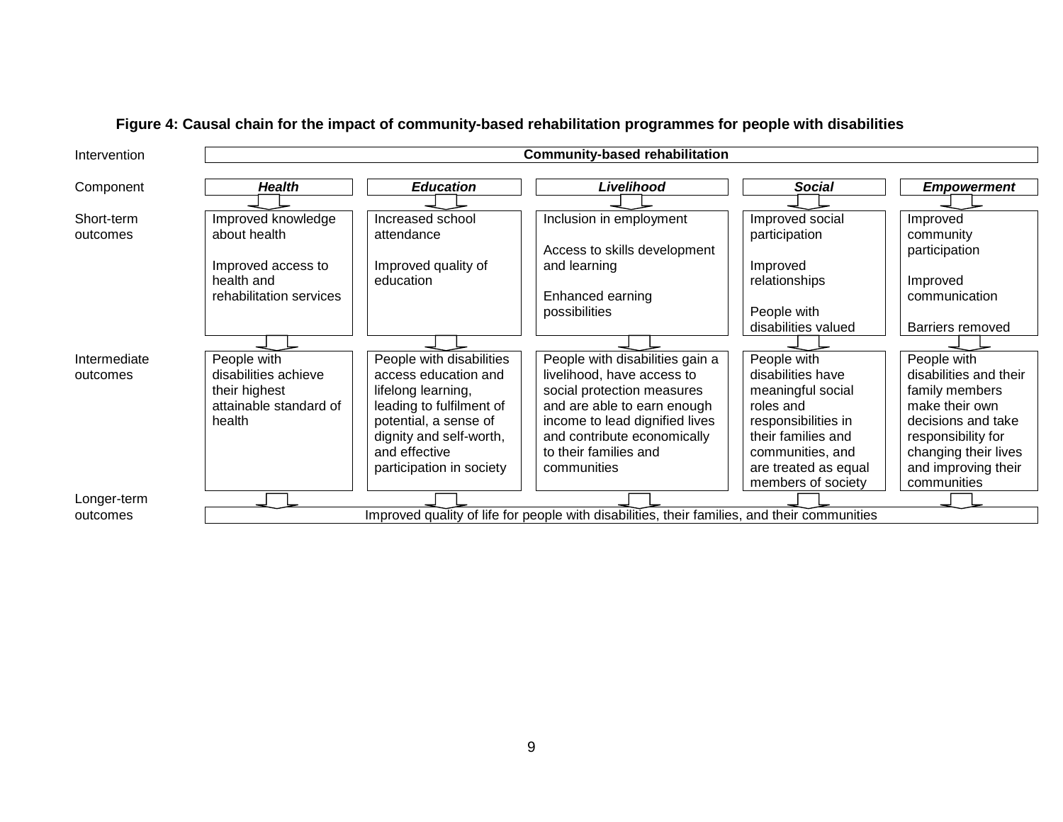**Figure 4: Causal chain for the impact of community-based rehabilitation programmes for people with disabilities**

| | | | | | |
|---|---|---|---|---|---|
| Intervention | **Community-based rehabilitation** | | | | |
| Component | ***Health*** | ***Education*** | ***Livelihood*** | ***Social*** | ***Empowerment*** |
| Short-term outcomes | Improved knowledge about health<br><br>Improved access to health and rehabilitation services | Increased school attendance<br><br>Improved quality of education | Inclusion in employment<br><br>Access to skills development and learning<br><br>Enhanced earning possibilities | Improved social participation<br><br>Improved relationships<br><br>People with disabilities valued | Improved community participation<br><br>Improved communication<br><br>Barriers removed |
| Intermediate outcomes | People with disabilities achieve their highest attainable standard of health | People with disabilities access education and lifelong learning, leading to fulfilment of potential, a sense of dignity and self-worth, and effective participation in society | People with disabilities gain a livelihood, have access to social protection measures and are able to earn enough income to lead dignified lives and contribute economically to their families and communities | People with disabilities have meaningful social roles and responsibilities in their families and communities, and are treated as equal members of society | People with disabilities and their family members make their own decisions and take responsibility for changing their lives and improving their communities |
| Longer-term outcomes | Improved quality of life for people with disabilities, their families, and their communities | | | | |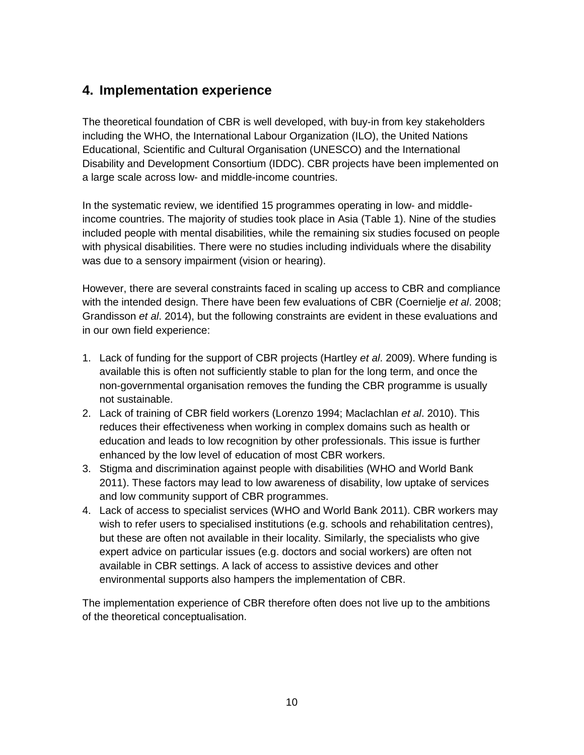## 4. Implementation experience

The theoretical foundation of CBR is well developed, with buy-in from key stakeholders including the WHO, the International Labour Organization (ILO), the United Nations Educational, Scientific and Cultural Organisation (UNESCO) and the International Disability and Development Consortium (IDDC). CBR projects have been implemented on a large scale across low- and middle-income countries.

In the systematic review, we identified 15 programmes operating in low- and middle-income countries. The majority of studies took place in Asia (Table 1). Nine of the studies included people with mental disabilities, while the remaining six studies focused on people with physical disabilities. There were no studies including individuals where the disability was due to a sensory impairment (vision or hearing).

However, there are several constraints faced in scaling up access to CBR and compliance with the intended design. There have been few evaluations of CBR (Coernielje *et al*. 2008; Grandisson *et al*. 2014), but the following constraints are evident in these evaluations and in our own field experience:

1. Lack of funding for the support of CBR projects (Hartley *et al*. 2009). Where funding is available this is often not sufficiently stable to plan for the long term, and once the non-governmental organisation removes the funding the CBR programme is usually not sustainable.
2. Lack of training of CBR field workers (Lorenzo 1994; Maclachlan *et al*. 2010). This reduces their effectiveness when working in complex domains such as health or education and leads to low recognition by other professionals. This issue is further enhanced by the low level of education of most CBR workers.
3. Stigma and discrimination against people with disabilities (WHO and World Bank 2011). These factors may lead to low awareness of disability, low uptake of services and low community support of CBR programmes.
4. Lack of access to specialist services (WHO and World Bank 2011). CBR workers may wish to refer users to specialised institutions (e.g. schools and rehabilitation centres), but these are often not available in their locality. Similarly, the specialists who give expert advice on particular issues (e.g. doctors and social workers) are often not available in CBR settings. A lack of access to assistive devices and other environmental supports also hampers the implementation of CBR.

The implementation experience of CBR therefore often does not live up to the ambitions of the theoretical conceptualisation.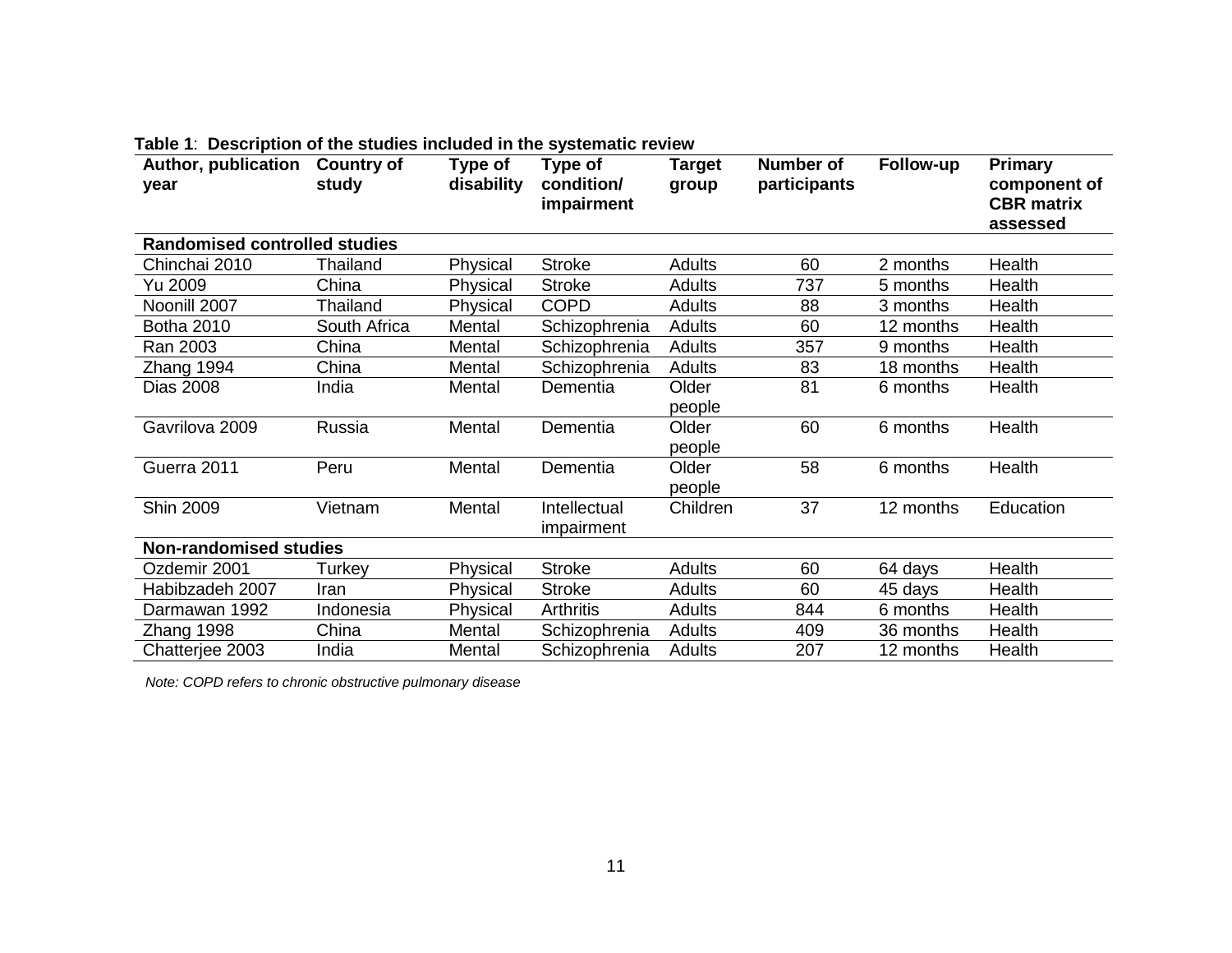**Table 1**: **Description of the studies included in the systematic review**

| Author, publication year | Country of study | Type of disability | Type of condition/ impairment | Target group | Number of participants | Follow-up | Primary component of CBR matrix assessed |
|---|---|---|---|---|---|---|---|
| **Randomised controlled studies** | | | | | | | |
| Chinchai 2010 | Thailand | Physical | Stroke | Adults | 60 | 2 months | Health |
| Yu 2009 | China | Physical | Stroke | Adults | 737 | 5 months | Health |
| Noonill 2007 | Thailand | Physical | COPD | Adults | 88 | 3 months | Health |
| Botha 2010 | South Africa | Mental | Schizophrenia | Adults | 60 | 12 months | Health |
| Ran 2003 | China | Mental | Schizophrenia | Adults | 357 | 9 months | Health |
| Zhang 1994 | China | Mental | Schizophrenia | Adults | 83 | 18 months | Health |
| Dias 2008 | India | Mental | Dementia | Older people | 81 | 6 months | Health |
| Gavrilova 2009 | Russia | Mental | Dementia | Older people | 60 | 6 months | Health |
| Guerra 2011 | Peru | Mental | Dementia | Older people | 58 | 6 months | Health |
| Shin 2009 | Vietnam | Mental | Intellectual impairment | Children | 37 | 12 months | Education |
| **Non-randomised studies** | | | | | | | |
| Ozdemir 2001 | Turkey | Physical | Stroke | Adults | 60 | 64 days | Health |
| Habibzadeh 2007 | Iran | Physical | Stroke | Adults | 60 | 45 days | Health |
| Darmawan 1992 | Indonesia | Physical | Arthritis | Adults | 844 | 6 months | Health |
| Zhang 1998 | China | Mental | Schizophrenia | Adults | 409 | 36 months | Health |
| Chatterjee 2003 | India | Mental | Schizophrenia | Adults | 207 | 12 months | Health |

*Note: COPD refers to chronic obstructive pulmonary disease*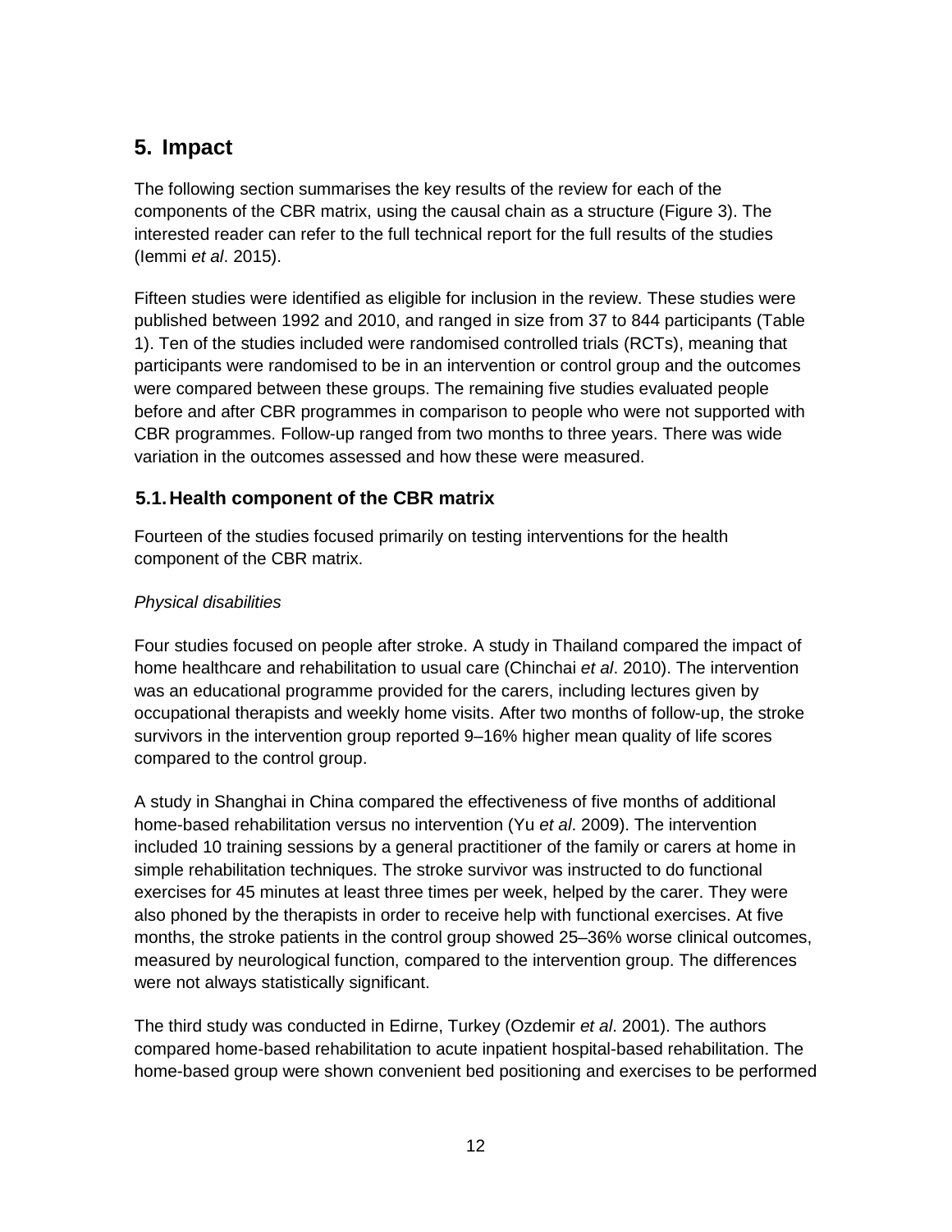## 5. Impact

The following section summarises the key results of the review for each of the components of the CBR matrix, using the causal chain as a structure (Figure 3). The interested reader can refer to the full technical report for the full results of the studies (Iemmi *et al*. 2015).

Fifteen studies were identified as eligible for inclusion in the review. These studies were published between 1992 and 2010, and ranged in size from 37 to 844 participants (Table 1). Ten of the studies included were randomised controlled trials (RCTs), meaning that participants were randomised to be in an intervention or control group and the outcomes were compared between these groups. The remaining five studies evaluated people before and after CBR programmes in comparison to people who were not supported with CBR programmes. Follow-up ranged from two months to three years. There was wide variation in the outcomes assessed and how these were measured.

### 5.1. Health component of the CBR matrix

Fourteen of the studies focused primarily on testing interventions for the health component of the CBR matrix.

*Physical disabilities*

Four studies focused on people after stroke. A study in Thailand compared the impact of home healthcare and rehabilitation to usual care (Chinchai *et al*. 2010). The intervention was an educational programme provided for the carers, including lectures given by occupational therapists and weekly home visits. After two months of follow-up, the stroke survivors in the intervention group reported 9–16% higher mean quality of life scores compared to the control group.

A study in Shanghai in China compared the effectiveness of five months of additional home-based rehabilitation versus no intervention (Yu *et al*. 2009). The intervention included 10 training sessions by a general practitioner of the family or carers at home in simple rehabilitation techniques. The stroke survivor was instructed to do functional exercises for 45 minutes at least three times per week, helped by the carer. They were also phoned by the therapists in order to receive help with functional exercises. At five months, the stroke patients in the control group showed 25–36% worse clinical outcomes, measured by neurological function, compared to the intervention group. The differences were not always statistically significant.

The third study was conducted in Edirne, Turkey (Ozdemir *et al*. 2001). The authors compared home-based rehabilitation to acute inpatient hospital-based rehabilitation. The home-based group were shown convenient bed positioning and exercises to be performed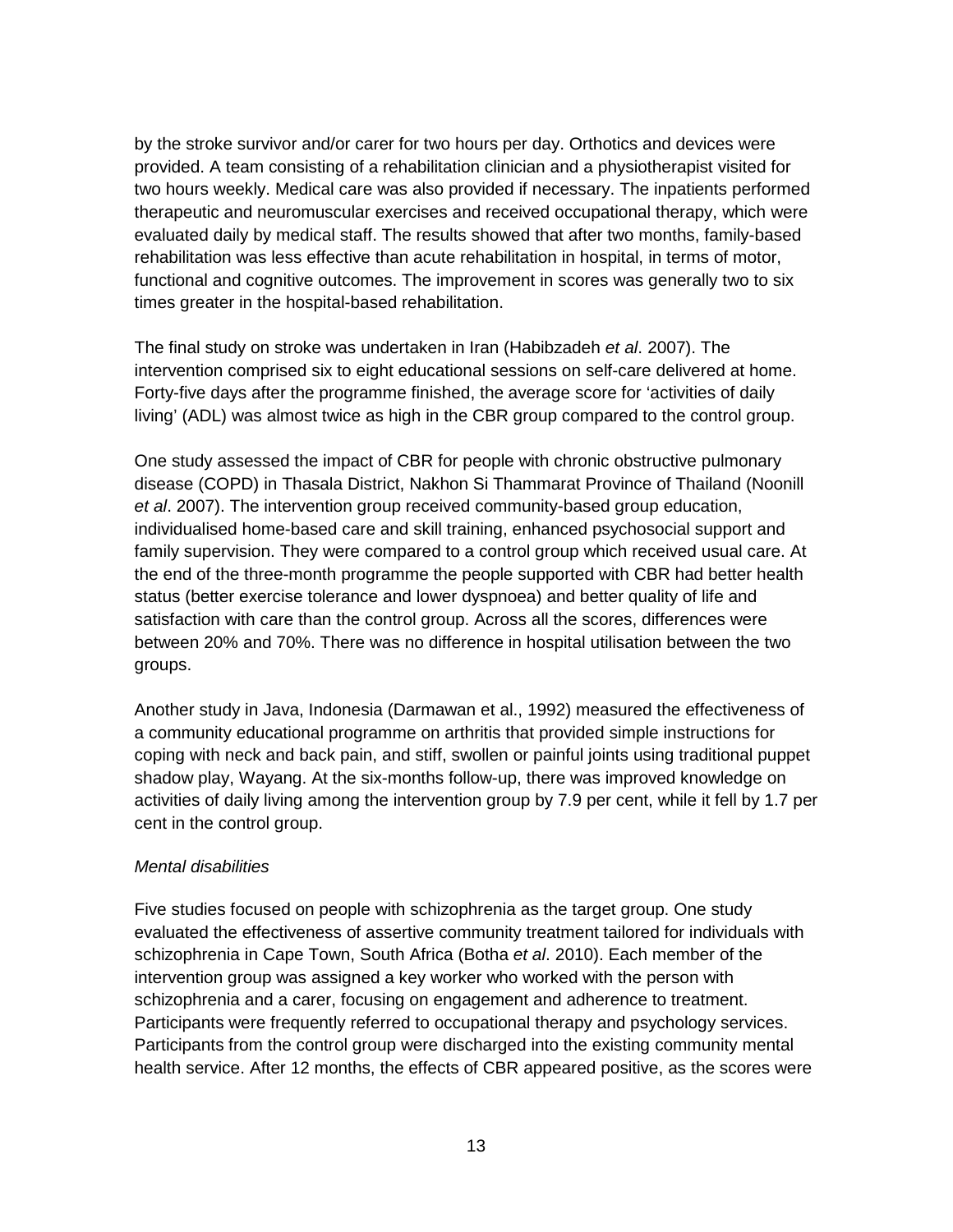by the stroke survivor and/or carer for two hours per day. Orthotics and devices were provided. A team consisting of a rehabilitation clinician and a physiotherapist visited for two hours weekly. Medical care was also provided if necessary. The inpatients performed therapeutic and neuromuscular exercises and received occupational therapy, which were evaluated daily by medical staff. The results showed that after two months, family-based rehabilitation was less effective than acute rehabilitation in hospital, in terms of motor, functional and cognitive outcomes. The improvement in scores was generally two to six times greater in the hospital-based rehabilitation.

The final study on stroke was undertaken in Iran (Habibzadeh *et al*. 2007). The intervention comprised six to eight educational sessions on self-care delivered at home. Forty-five days after the programme finished, the average score for 'activities of daily living' (ADL) was almost twice as high in the CBR group compared to the control group.

One study assessed the impact of CBR for people with chronic obstructive pulmonary disease (COPD) in Thasala District, Nakhon Si Thammarat Province of Thailand (Noonill *et al*. 2007). The intervention group received community-based group education, individualised home-based care and skill training, enhanced psychosocial support and family supervision. They were compared to a control group which received usual care. At the end of the three-month programme the people supported with CBR had better health status (better exercise tolerance and lower dyspnoea) and better quality of life and satisfaction with care than the control group. Across all the scores, differences were between 20% and 70%. There was no difference in hospital utilisation between the two groups.

Another study in Java, Indonesia (Darmawan et al., 1992) measured the effectiveness of a community educational programme on arthritis that provided simple instructions for coping with neck and back pain, and stiff, swollen or painful joints using traditional puppet shadow play, Wayang. At the six-months follow-up, there was improved knowledge on activities of daily living among the intervention group by 7.9 per cent, while it fell by 1.7 per cent in the control group.

*Mental disabilities*

Five studies focused on people with schizophrenia as the target group. One study evaluated the effectiveness of assertive community treatment tailored for individuals with schizophrenia in Cape Town, South Africa (Botha *et al*. 2010). Each member of the intervention group was assigned a key worker who worked with the person with schizophrenia and a carer, focusing on engagement and adherence to treatment. Participants were frequently referred to occupational therapy and psychology services. Participants from the control group were discharged into the existing community mental health service. After 12 months, the effects of CBR appeared positive, as the scores were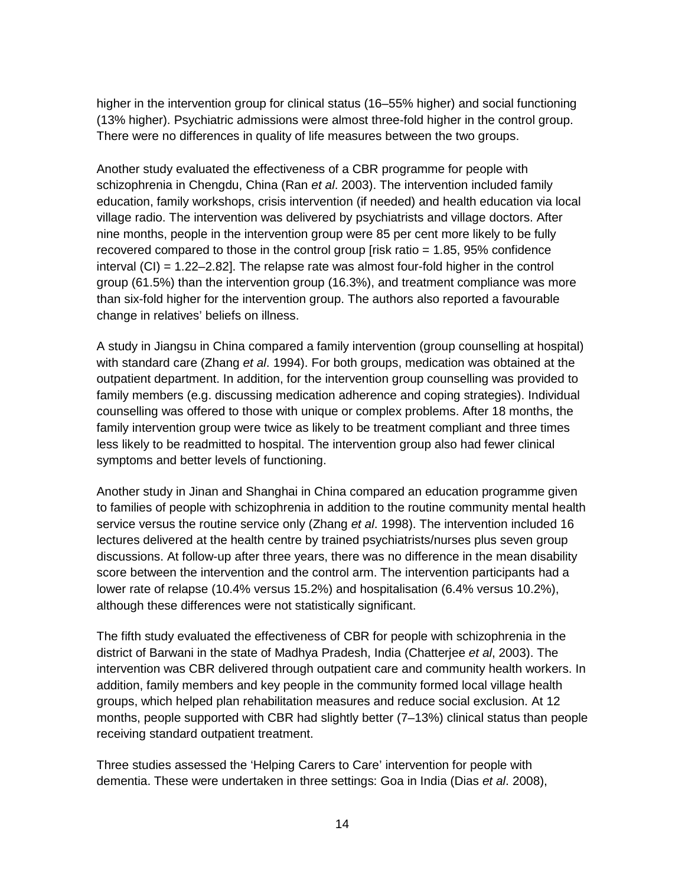higher in the intervention group for clinical status (16–55% higher) and social functioning (13% higher). Psychiatric admissions were almost three-fold higher in the control group. There were no differences in quality of life measures between the two groups.

Another study evaluated the effectiveness of a CBR programme for people with schizophrenia in Chengdu, China (Ran *et al*. 2003). The intervention included family education, family workshops, crisis intervention (if needed) and health education via local village radio. The intervention was delivered by psychiatrists and village doctors. After nine months, people in the intervention group were 85 per cent more likely to be fully recovered compared to those in the control group [risk ratio = 1.85, 95% confidence interval (CI) = 1.22–2.82]. The relapse rate was almost four-fold higher in the control group (61.5%) than the intervention group (16.3%), and treatment compliance was more than six-fold higher for the intervention group. The authors also reported a favourable change in relatives' beliefs on illness.

A study in Jiangsu in China compared a family intervention (group counselling at hospital) with standard care (Zhang *et al*. 1994). For both groups, medication was obtained at the outpatient department. In addition, for the intervention group counselling was provided to family members (e.g. discussing medication adherence and coping strategies). Individual counselling was offered to those with unique or complex problems. After 18 months, the family intervention group were twice as likely to be treatment compliant and three times less likely to be readmitted to hospital. The intervention group also had fewer clinical symptoms and better levels of functioning.

Another study in Jinan and Shanghai in China compared an education programme given to families of people with schizophrenia in addition to the routine community mental health service versus the routine service only (Zhang *et al*. 1998). The intervention included 16 lectures delivered at the health centre by trained psychiatrists/nurses plus seven group discussions. At follow-up after three years, there was no difference in the mean disability score between the intervention and the control arm. The intervention participants had a lower rate of relapse (10.4% versus 15.2%) and hospitalisation (6.4% versus 10.2%), although these differences were not statistically significant.

The fifth study evaluated the effectiveness of CBR for people with schizophrenia in the district of Barwani in the state of Madhya Pradesh, India (Chatterjee *et al*, 2003). The intervention was CBR delivered through outpatient care and community health workers. In addition, family members and key people in the community formed local village health groups, which helped plan rehabilitation measures and reduce social exclusion. At 12 months, people supported with CBR had slightly better (7–13%) clinical status than people receiving standard outpatient treatment.

Three studies assessed the 'Helping Carers to Care' intervention for people with dementia. These were undertaken in three settings: Goa in India (Dias *et al*. 2008),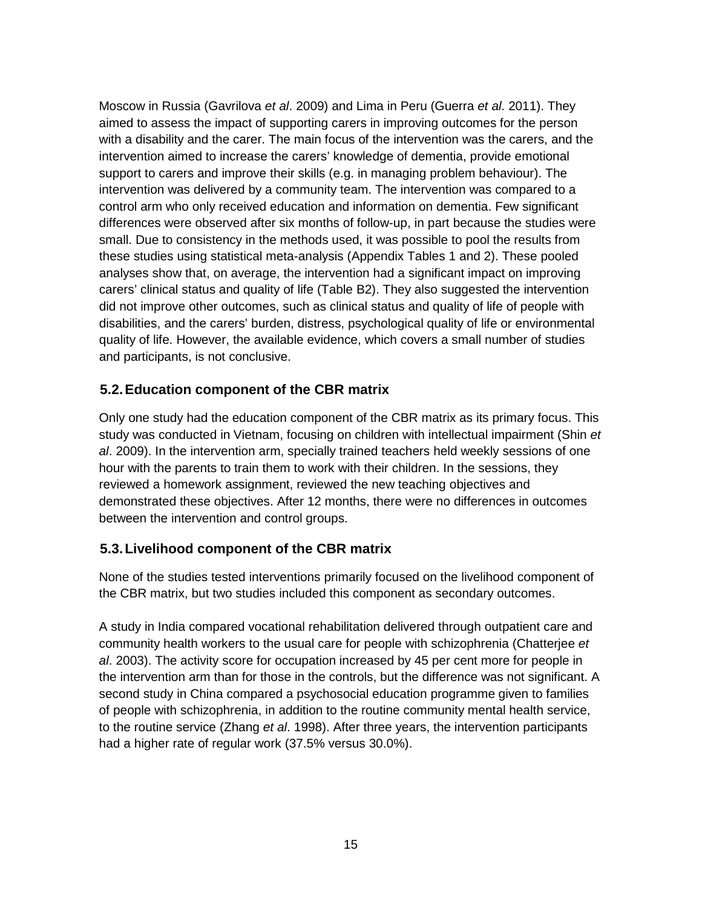Moscow in Russia (Gavrilova *et al*. 2009) and Lima in Peru (Guerra *et al*. 2011). They aimed to assess the impact of supporting carers in improving outcomes for the person with a disability and the carer. The main focus of the intervention was the carers, and the intervention aimed to increase the carers' knowledge of dementia, provide emotional support to carers and improve their skills (e.g. in managing problem behaviour). The intervention was delivered by a community team. The intervention was compared to a control arm who only received education and information on dementia. Few significant differences were observed after six months of follow-up, in part because the studies were small. Due to consistency in the methods used, it was possible to pool the results from these studies using statistical meta-analysis (Appendix Tables 1 and 2). These pooled analyses show that, on average, the intervention had a significant impact on improving carers' clinical status and quality of life (Table B2). They also suggested the intervention did not improve other outcomes, such as clinical status and quality of life of people with disabilities, and the carers' burden, distress, psychological quality of life or environmental quality of life. However, the available evidence, which covers a small number of studies and participants, is not conclusive.

## 5.2. Education component of the CBR matrix

Only one study had the education component of the CBR matrix as its primary focus. This study was conducted in Vietnam, focusing on children with intellectual impairment (Shin *et al*. 2009). In the intervention arm, specially trained teachers held weekly sessions of one hour with the parents to train them to work with their children. In the sessions, they reviewed a homework assignment, reviewed the new teaching objectives and demonstrated these objectives. After 12 months, there were no differences in outcomes between the intervention and control groups.

## 5.3. Livelihood component of the CBR matrix

None of the studies tested interventions primarily focused on the livelihood component of the CBR matrix, but two studies included this component as secondary outcomes.

A study in India compared vocational rehabilitation delivered through outpatient care and community health workers to the usual care for people with schizophrenia (Chatterjee *et al*. 2003). The activity score for occupation increased by 45 per cent more for people in the intervention arm than for those in the controls, but the difference was not significant. A second study in China compared a psychosocial education programme given to families of people with schizophrenia, in addition to the routine community mental health service, to the routine service (Zhang *et al*. 1998). After three years, the intervention participants had a higher rate of regular work (37.5% versus 30.0%).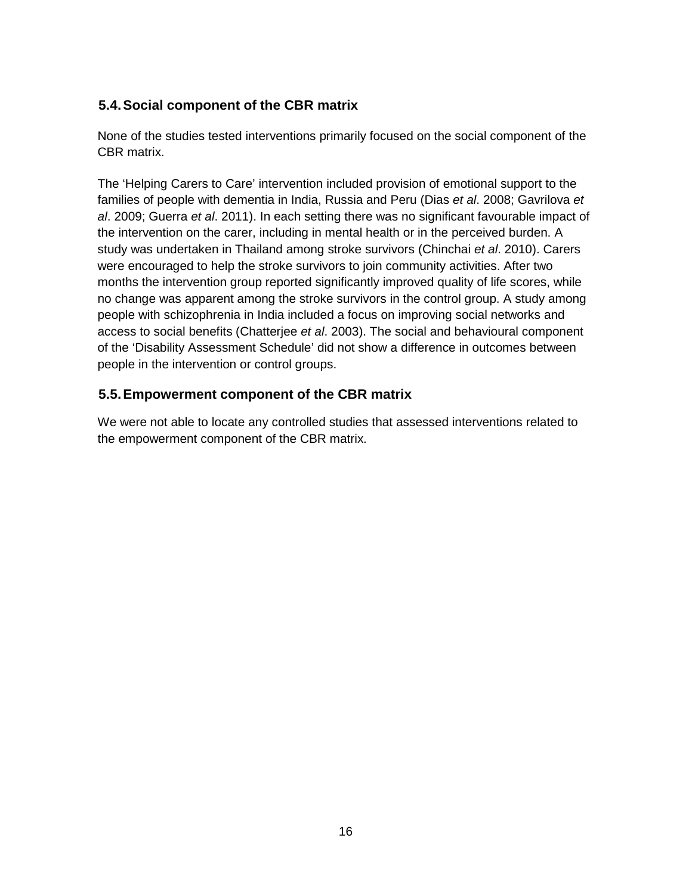## 5.4. Social component of the CBR matrix

None of the studies tested interventions primarily focused on the social component of the CBR matrix.

The 'Helping Carers to Care' intervention included provision of emotional support to the families of people with dementia in India, Russia and Peru (Dias *et al*. 2008; Gavrilova *et al*. 2009; Guerra *et al*. 2011). In each setting there was no significant favourable impact of the intervention on the carer, including in mental health or in the perceived burden. A study was undertaken in Thailand among stroke survivors (Chinchai *et al*. 2010). Carers were encouraged to help the stroke survivors to join community activities. After two months the intervention group reported significantly improved quality of life scores, while no change was apparent among the stroke survivors in the control group. A study among people with schizophrenia in India included a focus on improving social networks and access to social benefits (Chatterjee *et al*. 2003). The social and behavioural component of the 'Disability Assessment Schedule' did not show a difference in outcomes between people in the intervention or control groups.

## 5.5. Empowerment component of the CBR matrix

We were not able to locate any controlled studies that assessed interventions related to the empowerment component of the CBR matrix.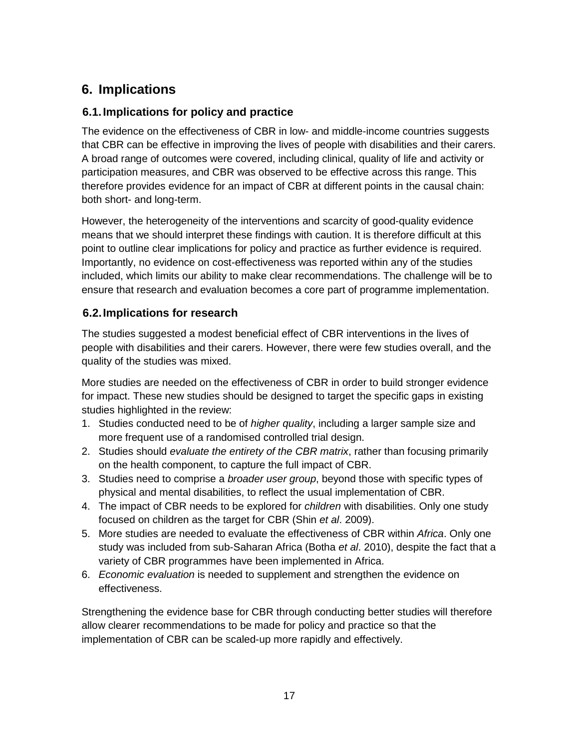# 6. Implications

## 6.1. Implications for policy and practice

The evidence on the effectiveness of CBR in low- and middle-income countries suggests that CBR can be effective in improving the lives of people with disabilities and their carers. A broad range of outcomes were covered, including clinical, quality of life and activity or participation measures, and CBR was observed to be effective across this range. This therefore provides evidence for an impact of CBR at different points in the causal chain: both short- and long-term.

However, the heterogeneity of the interventions and scarcity of good-quality evidence means that we should interpret these findings with caution. It is therefore difficult at this point to outline clear implications for policy and practice as further evidence is required. Importantly, no evidence on cost-effectiveness was reported within any of the studies included, which limits our ability to make clear recommendations. The challenge will be to ensure that research and evaluation becomes a core part of programme implementation.

## 6.2. Implications for research

The studies suggested a modest beneficial effect of CBR interventions in the lives of people with disabilities and their carers. However, there were few studies overall, and the quality of the studies was mixed.

More studies are needed on the effectiveness of CBR in order to build stronger evidence for impact. These new studies should be designed to target the specific gaps in existing studies highlighted in the review:

1. Studies conducted need to be of *higher quality*, including a larger sample size and more frequent use of a randomised controlled trial design.
2. Studies should *evaluate the entirety of the CBR matrix*, rather than focusing primarily on the health component, to capture the full impact of CBR.
3. Studies need to comprise a *broader user group*, beyond those with specific types of physical and mental disabilities, to reflect the usual implementation of CBR.
4. The impact of CBR needs to be explored for *children* with disabilities. Only one study focused on children as the target for CBR (Shin *et al*. 2009).
5. More studies are needed to evaluate the effectiveness of CBR within *Africa*. Only one study was included from sub-Saharan Africa (Botha *et al*. 2010), despite the fact that a variety of CBR programmes have been implemented in Africa.
6. *Economic evaluation* is needed to supplement and strengthen the evidence on effectiveness.

Strengthening the evidence base for CBR through conducting better studies will therefore allow clearer recommendations to be made for policy and practice so that the implementation of CBR can be scaled-up more rapidly and effectively.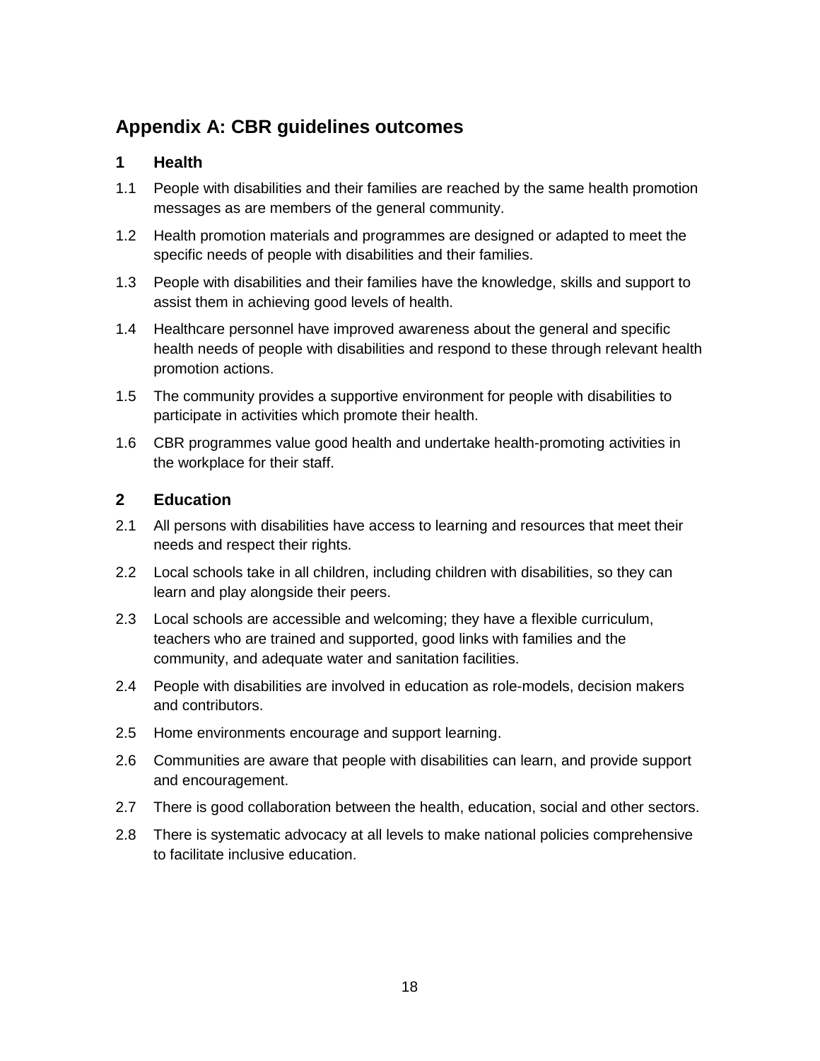## Appendix A: CBR guidelines outcomes

### 1 Health

1.1 People with disabilities and their families are reached by the same health promotion messages as are members of the general community.

1.2 Health promotion materials and programmes are designed or adapted to meet the specific needs of people with disabilities and their families.

1.3 People with disabilities and their families have the knowledge, skills and support to assist them in achieving good levels of health.

1.4 Healthcare personnel have improved awareness about the general and specific health needs of people with disabilities and respond to these through relevant health promotion actions.

1.5 The community provides a supportive environment for people with disabilities to participate in activities which promote their health.

1.6 CBR programmes value good health and undertake health-promoting activities in the workplace for their staff.

### 2 Education

2.1 All persons with disabilities have access to learning and resources that meet their needs and respect their rights.

2.2 Local schools take in all children, including children with disabilities, so they can learn and play alongside their peers.

2.3 Local schools are accessible and welcoming; they have a flexible curriculum, teachers who are trained and supported, good links with families and the community, and adequate water and sanitation facilities.

2.4 People with disabilities are involved in education as role-models, decision makers and contributors.

2.5 Home environments encourage and support learning.

2.6 Communities are aware that people with disabilities can learn, and provide support and encouragement.

2.7 There is good collaboration between the health, education, social and other sectors.

2.8 There is systematic advocacy at all levels to make national policies comprehensive to facilitate inclusive education.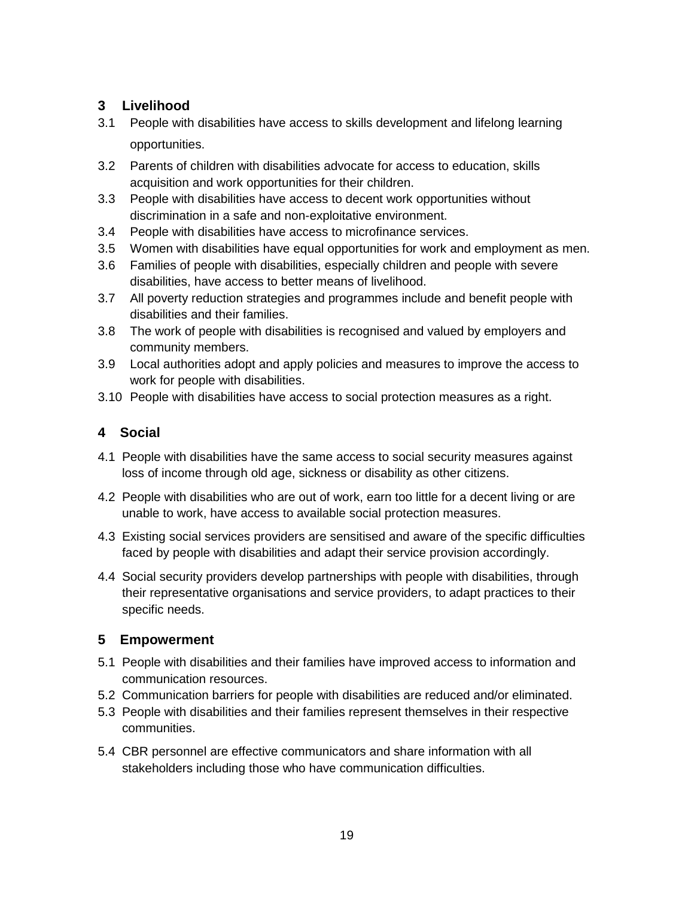## 3 Livelihood

3.1 People with disabilities have access to skills development and lifelong learning opportunities.

3.2 Parents of children with disabilities advocate for access to education, skills acquisition and work opportunities for their children.

3.3 People with disabilities have access to decent work opportunities without discrimination in a safe and non-exploitative environment.

3.4 People with disabilities have access to microfinance services.

3.5 Women with disabilities have equal opportunities for work and employment as men.

3.6 Families of people with disabilities, especially children and people with severe disabilities, have access to better means of livelihood.

3.7 All poverty reduction strategies and programmes include and benefit people with disabilities and their families.

3.8 The work of people with disabilities is recognised and valued by employers and community members.

3.9 Local authorities adopt and apply policies and measures to improve the access to work for people with disabilities.

3.10 People with disabilities have access to social protection measures as a right.

## 4 Social

4.1 People with disabilities have the same access to social security measures against loss of income through old age, sickness or disability as other citizens.

4.2 People with disabilities who are out of work, earn too little for a decent living or are unable to work, have access to available social protection measures.

4.3 Existing social services providers are sensitised and aware of the specific difficulties faced by people with disabilities and adapt their service provision accordingly.

4.4 Social security providers develop partnerships with people with disabilities, through their representative organisations and service providers, to adapt practices to their specific needs.

## 5 Empowerment

5.1 People with disabilities and their families have improved access to information and communication resources.

5.2 Communication barriers for people with disabilities are reduced and/or eliminated.

5.3 People with disabilities and their families represent themselves in their respective communities.

5.4 CBR personnel are effective communicators and share information with all stakeholders including those who have communication difficulties.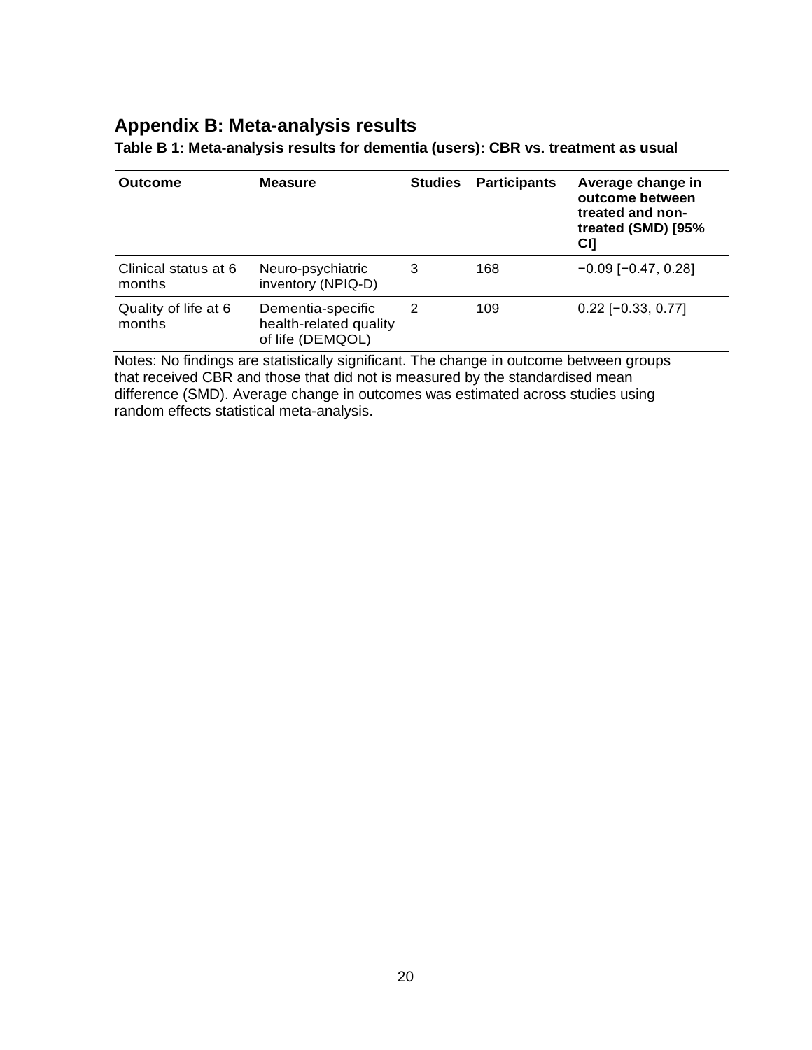## Appendix B: Meta-analysis results

**Table B 1: Meta-analysis results for dementia (users): CBR vs. treatment as usual**

| Outcome | Measure | Studies | Participants | Average change in outcome between treated and non-treated (SMD) [95% CI] |
|---|---|---|---|---|
| Clinical status at 6 months | Neuro-psychiatric inventory (NPIQ-D) | 3 | 168 | −0.09 [−0.47, 0.28] |
| Quality of life at 6 months | Dementia-specific health-related quality of life (DEMQOL) | 2 | 109 | 0.22 [−0.33, 0.77] |

Notes: No findings are statistically significant. The change in outcome between groups that received CBR and those that did not is measured by the standardised mean difference (SMD). Average change in outcomes was estimated across studies using random effects statistical meta-analysis.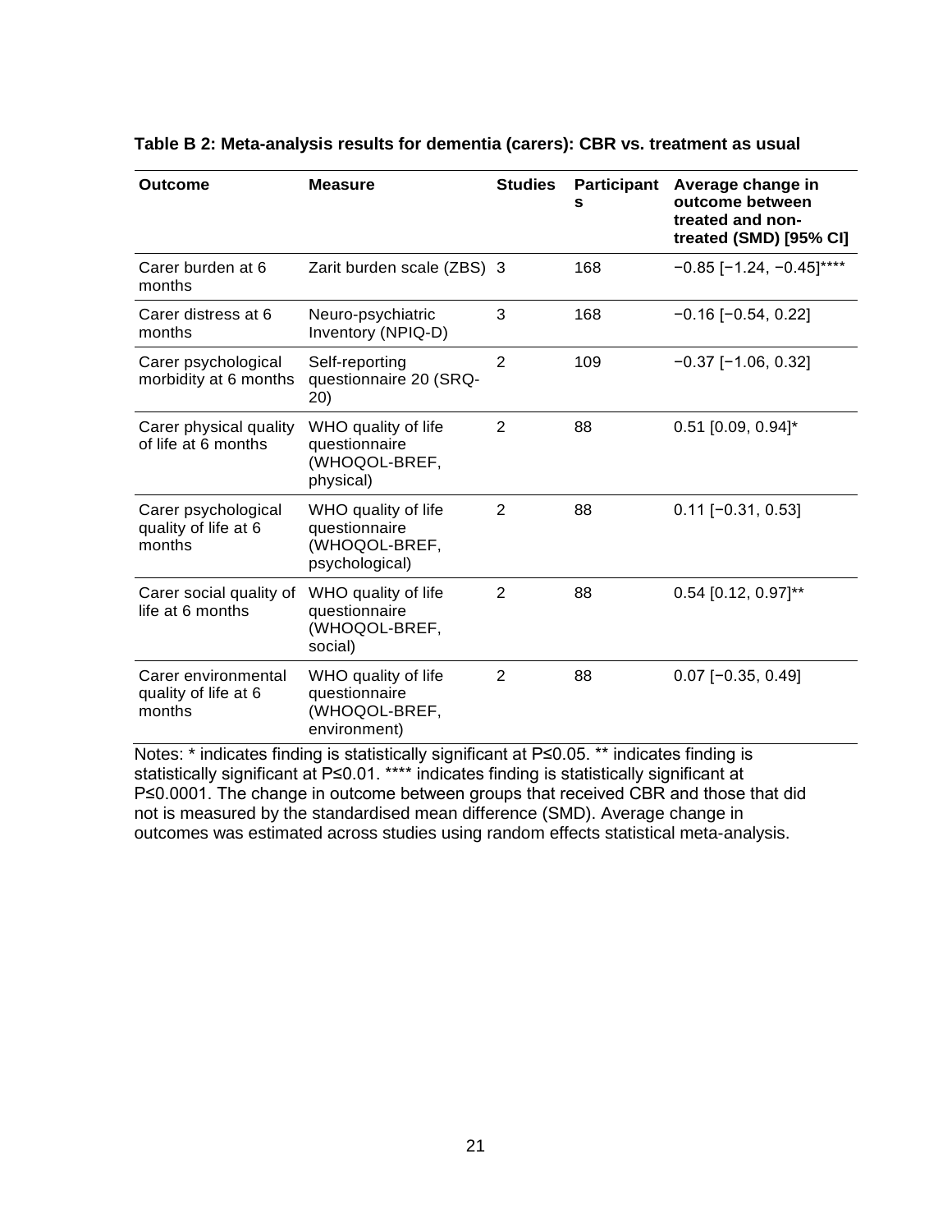**Table B 2: Meta-analysis results for dementia (carers): CBR vs. treatment as usual**

| Outcome | Measure | Studies | Participants | Average change in outcome between treated and non-treated (SMD) [95% CI] |
|---|---|---|---|---|
| Carer burden at 6 months | Zarit burden scale (ZBS) | 3 | 168 | −0.85 [−1.24, −0.45]**** |
| Carer distress at 6 months | Neuro-psychiatric Inventory (NPIQ-D) | 3 | 168 | −0.16 [−0.54, 0.22] |
| Carer psychological morbidity at 6 months | Self-reporting questionnaire 20 (SRQ-20) | 2 | 109 | −0.37 [−1.06, 0.32] |
| Carer physical quality of life at 6 months | WHO quality of life questionnaire (WHOQOL-BREF, physical) | 2 | 88 | 0.51 [0.09, 0.94]* |
| Carer psychological quality of life at 6 months | WHO quality of life questionnaire (WHOQOL-BREF, psychological) | 2 | 88 | 0.11 [−0.31, 0.53] |
| Carer social quality of life at 6 months | WHO quality of life questionnaire (WHOQOL-BREF, social) | 2 | 88 | 0.54 [0.12, 0.97]** |
| Carer environmental quality of life at 6 months | WHO quality of life questionnaire (WHOQOL-BREF, environment) | 2 | 88 | 0.07 [−0.35, 0.49] |

Notes: * indicates finding is statistically significant at P≤0.05. ** indicates finding is statistically significant at P≤0.01. **** indicates finding is statistically significant at P≤0.0001. The change in outcome between groups that received CBR and those that did not is measured by the standardised mean difference (SMD). Average change in outcomes was estimated across studies using random effects statistical meta-analysis.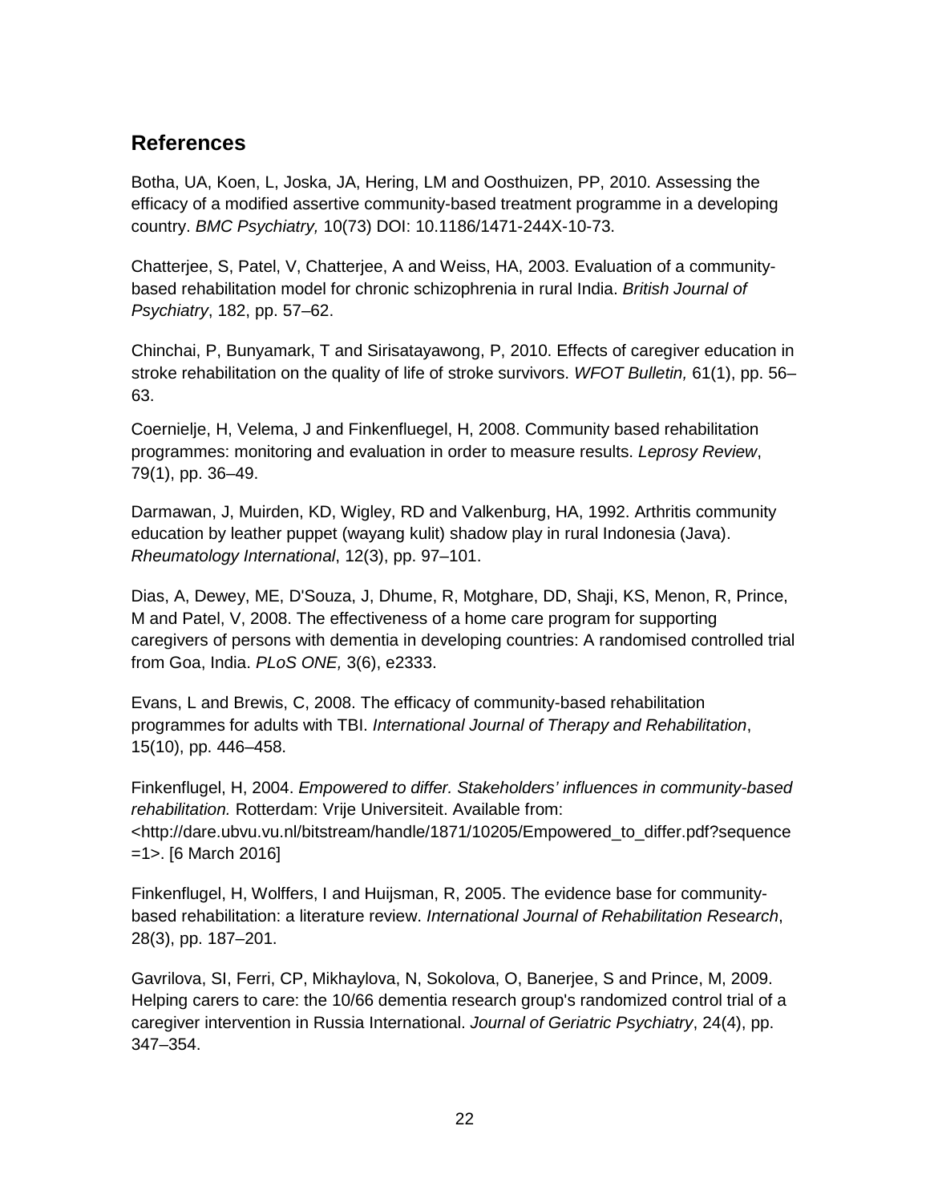## References

Botha, UA, Koen, L, Joska, JA, Hering, LM and Oosthuizen, PP, 2010. Assessing the efficacy of a modified assertive community-based treatment programme in a developing country. *BMC Psychiatry,* 10(73) DOI: 10.1186/1471-244X-10-73.

Chatterjee, S, Patel, V, Chatterjee, A and Weiss, HA, 2003. Evaluation of a community-based rehabilitation model for chronic schizophrenia in rural India. *British Journal of Psychiatry*, 182, pp. 57–62.

Chinchai, P, Bunyamark, T and Sirisatayawong, P, 2010. Effects of caregiver education in stroke rehabilitation on the quality of life of stroke survivors. *WFOT Bulletin,* 61(1), pp. 56–63.

Coernielje, H, Velema, J and Finkenfluegel, H, 2008. Community based rehabilitation programmes: monitoring and evaluation in order to measure results. *Leprosy Review*, 79(1), pp. 36–49.

Darmawan, J, Muirden, KD, Wigley, RD and Valkenburg, HA, 1992. Arthritis community education by leather puppet (wayang kulit) shadow play in rural Indonesia (Java). *Rheumatology International*, 12(3), pp. 97–101.

Dias, A, Dewey, ME, D'Souza, J, Dhume, R, Motghare, DD, Shaji, KS, Menon, R, Prince, M and Patel, V, 2008. The effectiveness of a home care program for supporting caregivers of persons with dementia in developing countries: A randomised controlled trial from Goa, India. *PLoS ONE,* 3(6), e2333.

Evans, L and Brewis, C, 2008. The efficacy of community-based rehabilitation programmes for adults with TBI. *International Journal of Therapy and Rehabilitation*, 15(10), pp. 446–458.

Finkenflugel, H, 2004. *Empowered to differ. Stakeholders' influences in community-based rehabilitation.* Rotterdam: Vrije Universiteit. Available from: <http://dare.ubvu.vu.nl/bitstream/handle/1871/10205/Empowered_to_differ.pdf?sequence=1>. [6 March 2016]

Finkenflugel, H, Wolffers, I and Huijsman, R, 2005. The evidence base for community-based rehabilitation: a literature review. *International Journal of Rehabilitation Research*, 28(3), pp. 187–201.

Gavrilova, SI, Ferri, CP, Mikhaylova, N, Sokolova, O, Banerjee, S and Prince, M, 2009. Helping carers to care: the 10/66 dementia research group's randomized control trial of a caregiver intervention in Russia International. *Journal of Geriatric Psychiatry*, 24(4), pp. 347–354.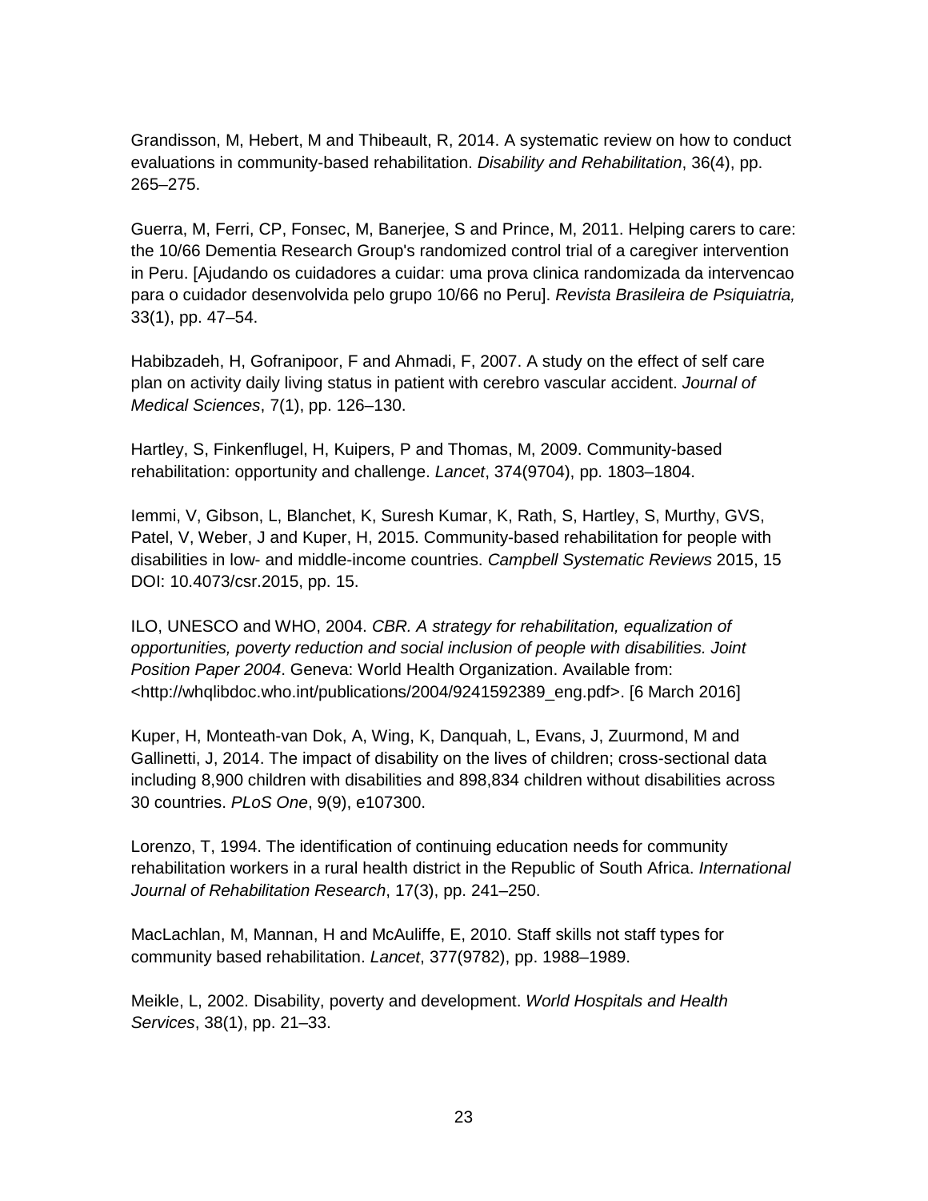Grandisson, M, Hebert, M and Thibeault, R, 2014. A systematic review on how to conduct evaluations in community-based rehabilitation. *Disability and Rehabilitation*, 36(4), pp. 265–275.

Guerra, M, Ferri, CP, Fonsec, M, Banerjee, S and Prince, M, 2011. Helping carers to care: the 10/66 Dementia Research Group's randomized control trial of a caregiver intervention in Peru. [Ajudando os cuidadores a cuidar: uma prova clinica randomizada da intervencao para o cuidador desenvolvida pelo grupo 10/66 no Peru]. *Revista Brasileira de Psiquiatria,* 33(1), pp. 47–54.

Habibzadeh, H, Gofranipoor, F and Ahmadi, F, 2007. A study on the effect of self care plan on activity daily living status in patient with cerebro vascular accident. *Journal of Medical Sciences*, 7(1), pp. 126–130.

Hartley, S, Finkenflugel, H, Kuipers, P and Thomas, M, 2009. Community-based rehabilitation: opportunity and challenge. *Lancet*, 374(9704), pp. 1803–1804.

Iemmi, V, Gibson, L, Blanchet, K, Suresh Kumar, K, Rath, S, Hartley, S, Murthy, GVS, Patel, V, Weber, J and Kuper, H, 2015. Community-based rehabilitation for people with disabilities in low- and middle-income countries. *Campbell Systematic Reviews* 2015, 15 DOI: 10.4073/csr.2015, pp. 15.

ILO, UNESCO and WHO, 2004. *CBR. A strategy for rehabilitation, equalization of opportunities, poverty reduction and social inclusion of people with disabilities. Joint Position Paper 2004*. Geneva: World Health Organization. Available from: <http://whqlibdoc.who.int/publications/2004/9241592389_eng.pdf>. [6 March 2016]

Kuper, H, Monteath-van Dok, A, Wing, K, Danquah, L, Evans, J, Zuurmond, M and Gallinetti, J, 2014. The impact of disability on the lives of children; cross-sectional data including 8,900 children with disabilities and 898,834 children without disabilities across 30 countries. *PLoS One*, 9(9), e107300.

Lorenzo, T, 1994. The identification of continuing education needs for community rehabilitation workers in a rural health district in the Republic of South Africa. *International Journal of Rehabilitation Research*, 17(3), pp. 241–250.

MacLachlan, M, Mannan, H and McAuliffe, E, 2010. Staff skills not staff types for community based rehabilitation. *Lancet*, 377(9782), pp. 1988–1989.

Meikle, L, 2002. Disability, poverty and development. *World Hospitals and Health Services*, 38(1), pp. 21–33.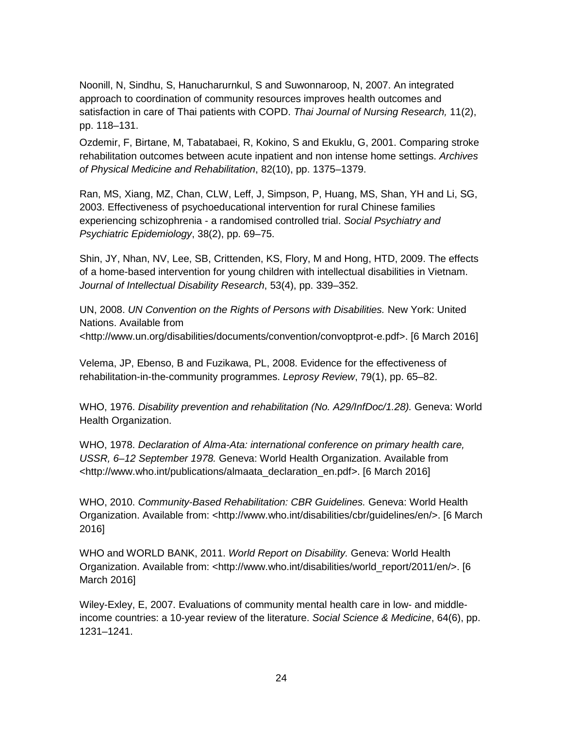Noonill, N, Sindhu, S, Hanucharurnkul, S and Suwonnaroop, N, 2007. An integrated approach to coordination of community resources improves health outcomes and satisfaction in care of Thai patients with COPD. *Thai Journal of Nursing Research,* 11(2), pp. 118–131.

Ozdemir, F, Birtane, M, Tabatabaei, R, Kokino, S and Ekuklu, G, 2001. Comparing stroke rehabilitation outcomes between acute inpatient and non intense home settings. *Archives of Physical Medicine and Rehabilitation*, 82(10), pp. 1375–1379.

Ran, MS, Xiang, MZ, Chan, CLW, Leff, J, Simpson, P, Huang, MS, Shan, YH and Li, SG, 2003. Effectiveness of psychoeducational intervention for rural Chinese families experiencing schizophrenia - a randomised controlled trial. *Social Psychiatry and Psychiatric Epidemiology*, 38(2), pp. 69–75.

Shin, JY, Nhan, NV, Lee, SB, Crittenden, KS, Flory, M and Hong, HTD, 2009. The effects of a home-based intervention for young children with intellectual disabilities in Vietnam. *Journal of Intellectual Disability Research*, 53(4), pp. 339–352.

UN, 2008. *UN Convention on the Rights of Persons with Disabilities.* New York: United Nations. Available from <http://www.un.org/disabilities/documents/convention/convoptprot-e.pdf>. [6 March 2016]

Velema, JP, Ebenso, B and Fuzikawa, PL, 2008. Evidence for the effectiveness of rehabilitation-in-the-community programmes. *Leprosy Review*, 79(1), pp. 65–82.

WHO, 1976. *Disability prevention and rehabilitation (No. A29/InfDoc/1.28).* Geneva: World Health Organization.

WHO, 1978. *Declaration of Alma-Ata: international conference on primary health care, USSR, 6–12 September 1978.* Geneva: World Health Organization. Available from <http://www.who.int/publications/almaata_declaration_en.pdf>. [6 March 2016]

WHO, 2010. *Community-Based Rehabilitation: CBR Guidelines.* Geneva: World Health Organization. Available from: <http://www.who.int/disabilities/cbr/guidelines/en/>. [6 March 2016]

WHO and WORLD BANK, 2011. *World Report on Disability.* Geneva: World Health Organization. Available from: <http://www.who.int/disabilities/world_report/2011/en/>. [6 March 2016]

Wiley-Exley, E, 2007. Evaluations of community mental health care in low- and middle-income countries: a 10-year review of the literature. *Social Science & Medicine*, 64(6), pp. 1231–1241.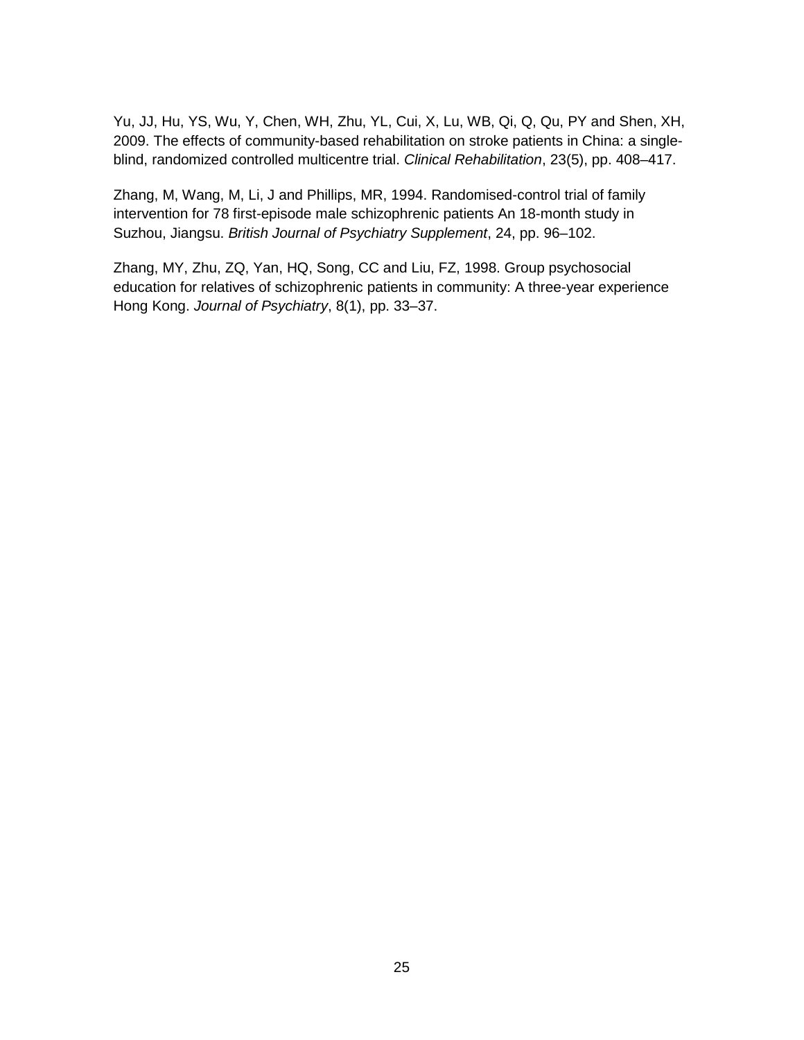Yu, JJ, Hu, YS, Wu, Y, Chen, WH, Zhu, YL, Cui, X, Lu, WB, Qi, Q, Qu, PY and Shen, XH, 2009. The effects of community-based rehabilitation on stroke patients in China: a single-blind, randomized controlled multicentre trial. *Clinical Rehabilitation*, 23(5), pp. 408–417.

Zhang, M, Wang, M, Li, J and Phillips, MR, 1994. Randomised-control trial of family intervention for 78 first-episode male schizophrenic patients An 18-month study in Suzhou, Jiangsu. *British Journal of Psychiatry Supplement*, 24, pp. 96–102.

Zhang, MY, Zhu, ZQ, Yan, HQ, Song, CC and Liu, FZ, 1998. Group psychosocial education for relatives of schizophrenic patients in community: A three-year experience Hong Kong. *Journal of Psychiatry*, 8(1), pp. 33–37.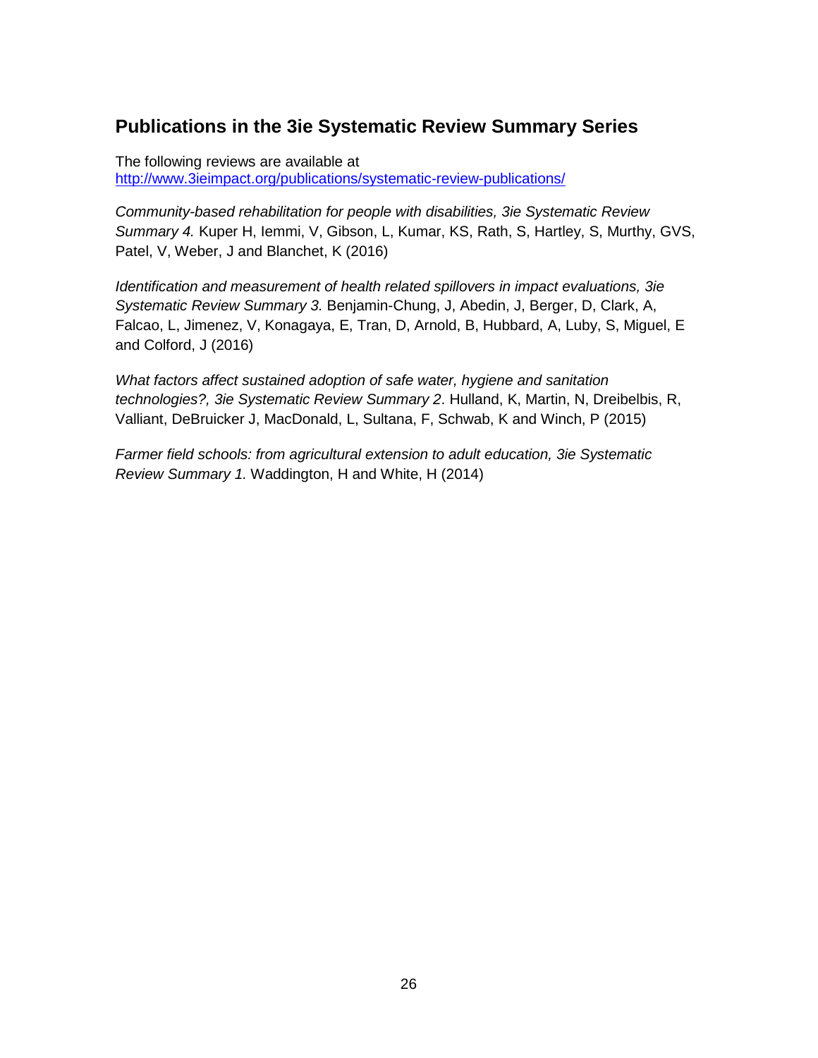## Publications in the 3ie Systematic Review Summary Series

The following reviews are available at
http://www.3ieimpact.org/publications/systematic-review-publications/

*Community-based rehabilitation for people with disabilities, 3ie Systematic Review Summary 4.* Kuper H, Iemmi, V, Gibson, L, Kumar, KS, Rath, S, Hartley, S, Murthy, GVS, Patel, V, Weber, J and Blanchet, K (2016)

*Identification and measurement of health related spillovers in impact evaluations, 3ie Systematic Review Summary 3.* Benjamin-Chung, J, Abedin, J, Berger, D, Clark, A, Falcao, L, Jimenez, V, Konagaya, E, Tran, D, Arnold, B, Hubbard, A, Luby, S, Miguel, E and Colford, J (2016)

*What factors affect sustained adoption of safe water, hygiene and sanitation technologies?, 3ie Systematic Review Summary 2*. Hulland, K, Martin, N, Dreibelbis, R, Valliant, DeBruicker J, MacDonald, L, Sultana, F, Schwab, K and Winch, P (2015)

*Farmer field schools: from agricultural extension to adult education, 3ie Systematic Review Summary 1.* Waddington, H and White, H (2014)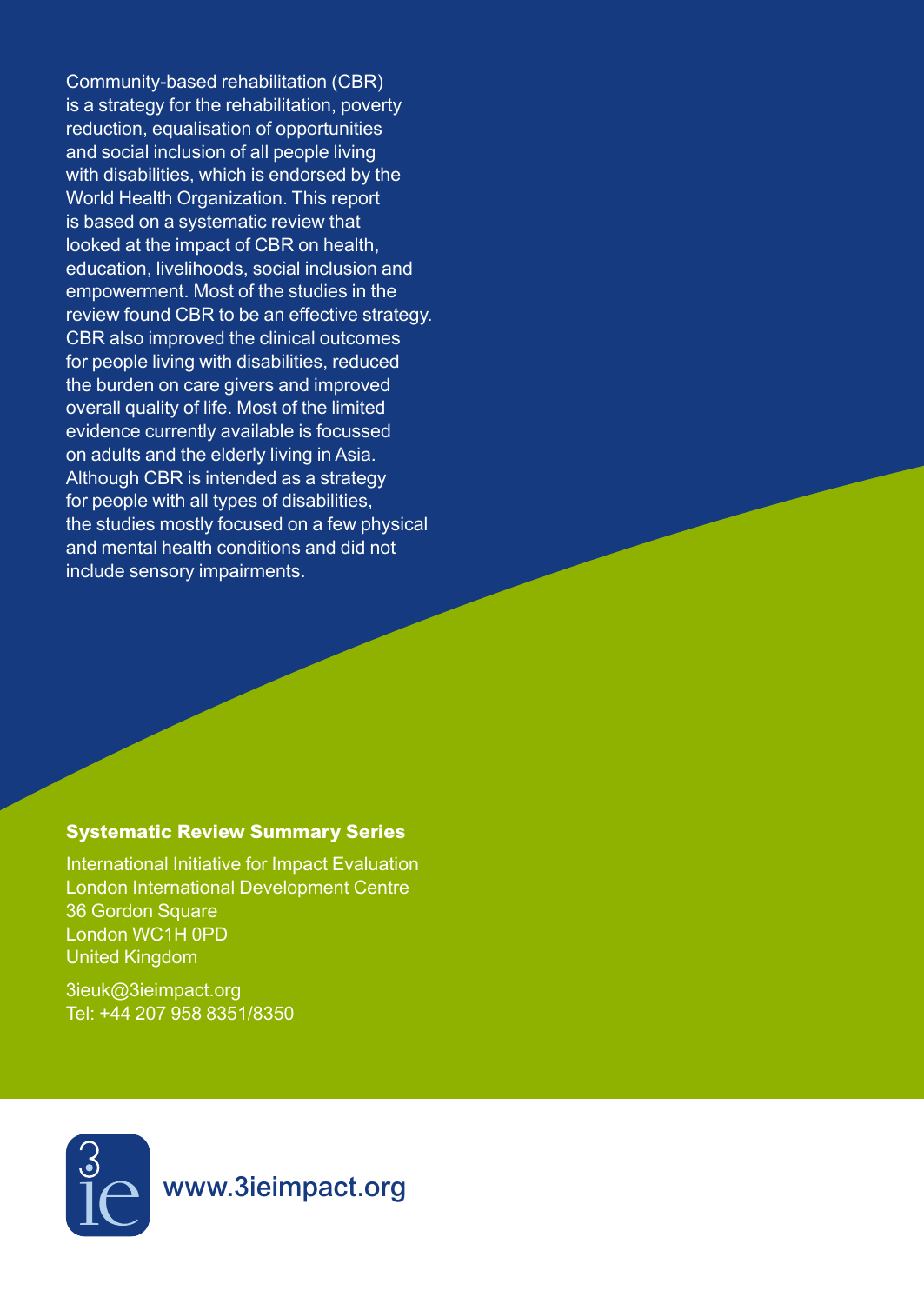Community-based rehabilitation (CBR) is a strategy for the rehabilitation, poverty reduction, equalisation of opportunities and social inclusion of all people living with disabilities, which is endorsed by the World Health Organization. This report is based on a systematic review that looked at the impact of CBR on health, education, livelihoods, social inclusion and empowerment. Most of the studies in the review found CBR to be an effective strategy. CBR also improved the clinical outcomes for people living with disabilities, reduced the burden on care givers and improved overall quality of life. Most of the limited evidence currently available is focussed on adults and the elderly living in Asia. Although CBR is intended as a strategy for people with all types of disabilities, the studies mostly focused on a few physical and mental health conditions and did not include sensory impairments.

**Systematic Review Summary Series**

International Initiative for Impact Evaluation
London International Development Centre
36 Gordon Square
London WC1H 0PD
United Kingdom

3ieuk@3ieimpact.org
Tel: +44 207 958 8351/8350

3ie

www.3ieimpact.org